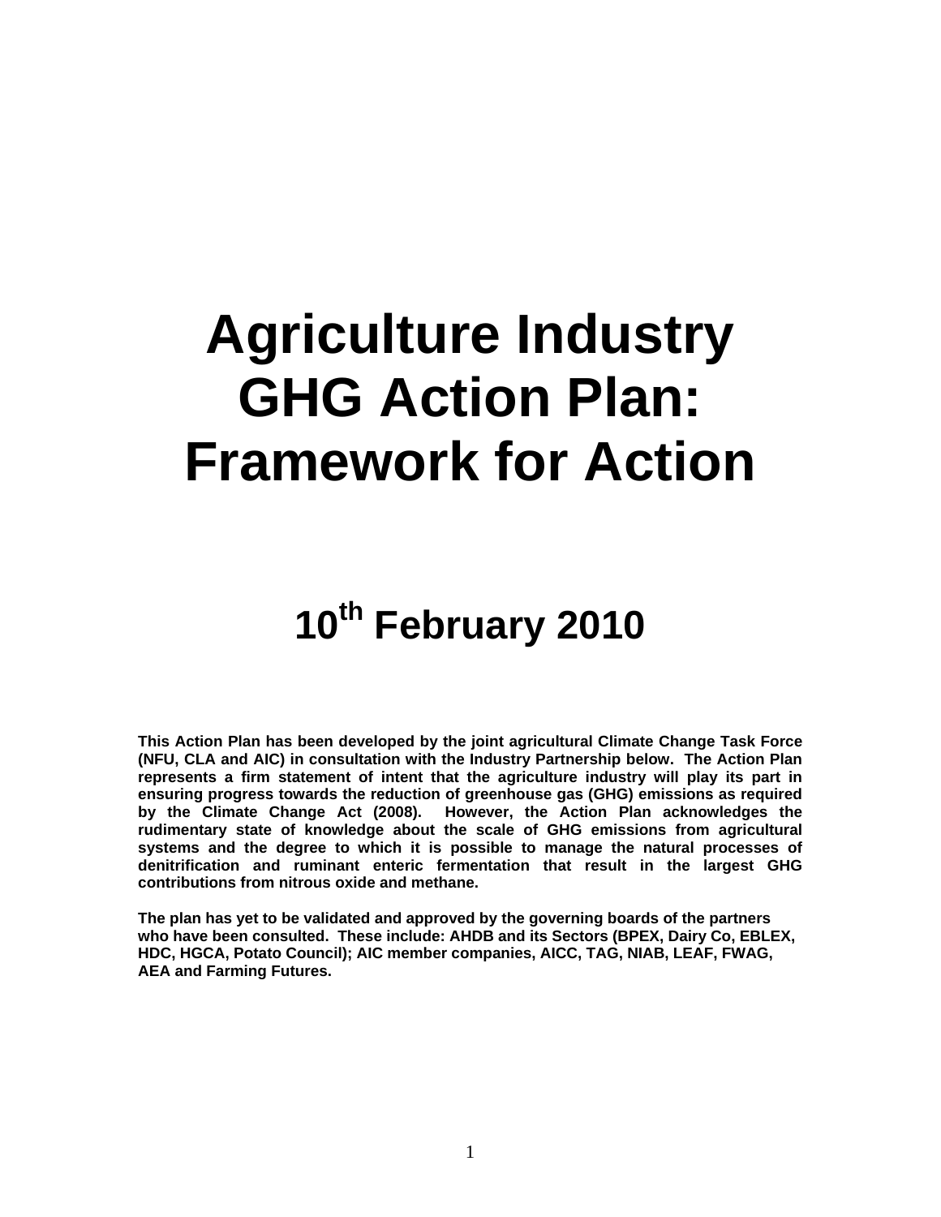# Agriculture Industry GHG Action Plan: Framework for Action

## 10th February 2010

**This Action Plan has been developed by the joint agricultural Climate Change Task Force (NFU, CLA and AIC) in consultation with the Industry Partnership below. The Action Plan represents a firm statement of intent that the agriculture industry will play its part in ensuring progress towards the reduction of greenhouse gas (GHG) emissions as required by the Climate Change Act (2008). However, the Action Plan acknowledges the rudimentary state of knowledge about the scale of GHG emissions from agricultural systems and the degree to which it is possible to manage the natural processes of denitrification and ruminant enteric fermentation that result in the largest GHG contributions from nitrous oxide and methane.**

**The plan has yet to be validated and approved by the governing boards of the partners who have been consulted. These include: AHDB and its Sectors (BPEX, Dairy Co, EBLEX, HDC, HGCA, Potato Council); AIC member companies, AICC, TAG, NIAB, LEAF, FWAG, AEA and Farming Futures.**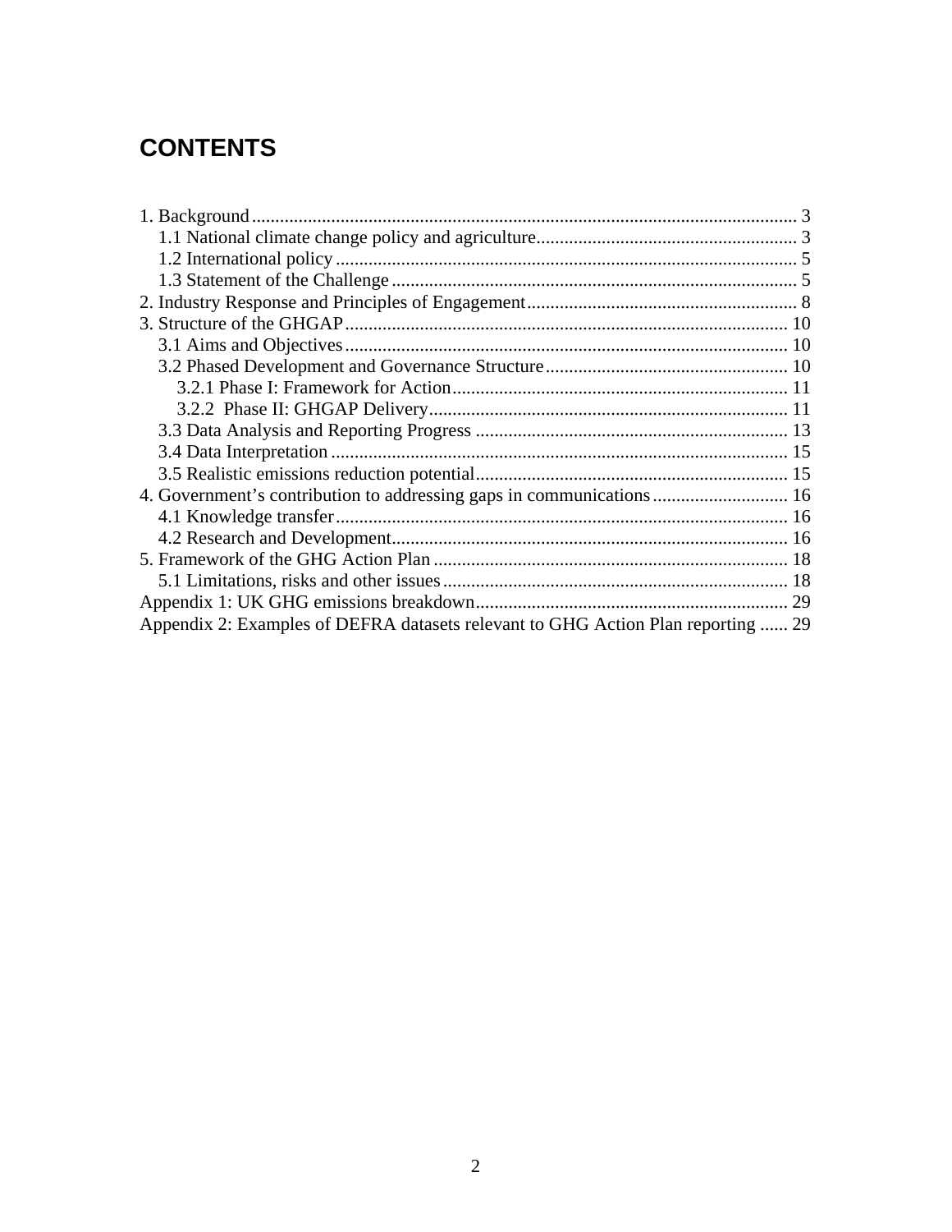# CONTENTS

1. Background .......... 3
   - 1.1 National climate change policy and agriculture .......... 3
   - 1.2 International policy .......... 5
   - 1.3 Statement of the Challenge .......... 5
2. Industry Response and Principles of Engagement .......... 8
3. Structure of the GHGAP .......... 10
   - 3.1 Aims and Objectives .......... 10
   - 3.2 Phased Development and Governance Structure .......... 10
     - 3.2.1 Phase I: Framework for Action .......... 11
     - 3.2.2 Phase II: GHGAP Delivery .......... 11
   - 3.3 Data Analysis and Reporting Progress .......... 13
   - 3.4 Data Interpretation .......... 15
   - 3.5 Realistic emissions reduction potential .......... 15
4. Government's contribution to addressing gaps in communications .......... 16
   - 4.1 Knowledge transfer .......... 16
   - 4.2 Research and Development .......... 16
5. Framework of the GHG Action Plan .......... 18
   - 5.1 Limitations, risks and other issues .......... 18

Appendix 1: UK GHG emissions breakdown .......... 29

Appendix 2: Examples of DEFRA datasets relevant to GHG Action Plan reporting .......... 29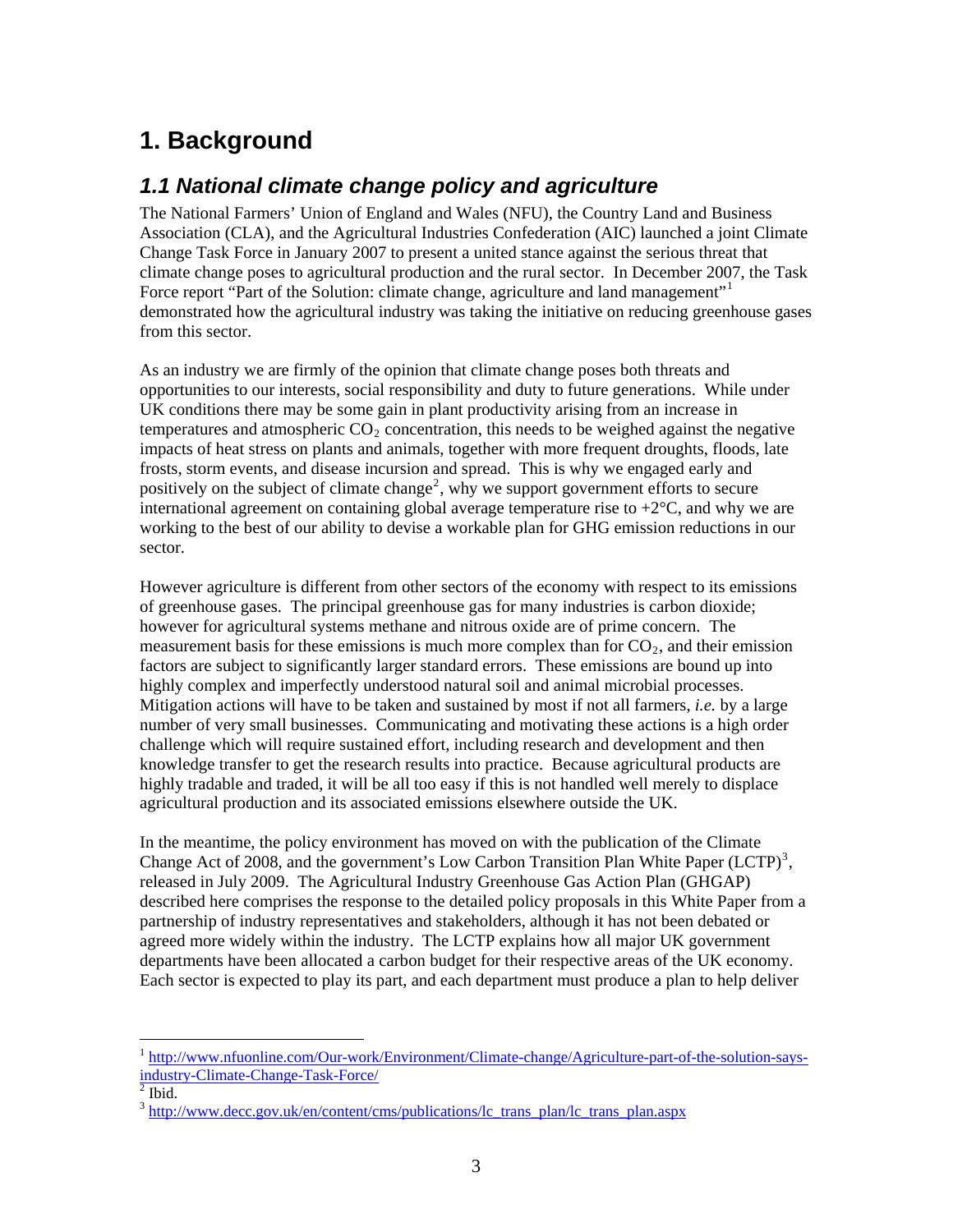# 1. Background

## 1.1 National climate change policy and agriculture

The National Farmers' Union of England and Wales (NFU), the Country Land and Business Association (CLA), and the Agricultural Industries Confederation (AIC) launched a joint Climate Change Task Force in January 2007 to present a united stance against the serious threat that climate change poses to agricultural production and the rural sector. In December 2007, the Task Force report "Part of the Solution: climate change, agriculture and land management"[1] demonstrated how the agricultural industry was taking the initiative on reducing greenhouse gases from this sector.

As an industry we are firmly of the opinion that climate change poses both threats and opportunities to our interests, social responsibility and duty to future generations. While under UK conditions there may be some gain in plant productivity arising from an increase in temperatures and atmospheric $CO_2$ concentration, this needs to be weighed against the negative impacts of heat stress on plants and animals, together with more frequent droughts, floods, late frosts, storm events, and disease incursion and spread. This is why we engaged early and positively on the subject of climate change[2], why we support government efforts to secure international agreement on containing global average temperature rise to +2°C, and why we are working to the best of our ability to devise a workable plan for GHG emission reductions in our sector.

However agriculture is different from other sectors of the economy with respect to its emissions of greenhouse gases. The principal greenhouse gas for many industries is carbon dioxide; however for agricultural systems methane and nitrous oxide are of prime concern. The measurement basis for these emissions is much more complex than for $CO_2$, and their emission factors are subject to significantly larger standard errors. These emissions are bound up into highly complex and imperfectly understood natural soil and animal microbial processes. Mitigation actions will have to be taken and sustained by most if not all farmers, *i.e.* by a large number of very small businesses. Communicating and motivating these actions is a high order challenge which will require sustained effort, including research and development and then knowledge transfer to get the research results into practice. Because agricultural products are highly tradable and traded, it will be all too easy if this is not handled well merely to displace agricultural production and its associated emissions elsewhere outside the UK.

In the meantime, the policy environment has moved on with the publication of the Climate Change Act of 2008, and the government's Low Carbon Transition Plan White Paper (LCTP)[3], released in July 2009. The Agricultural Industry Greenhouse Gas Action Plan (GHGAP) described here comprises the response to the detailed policy proposals in this White Paper from a partnership of industry representatives and stakeholders, although it has not been debated or agreed more widely within the industry. The LCTP explains how all major UK government departments have been allocated a carbon budget for their respective areas of the UK economy. Each sector is expected to play its part, and each department must produce a plan to help deliver

---

[1] http://www.nfuonline.com/Our-work/Environment/Climate-change/Agriculture-part-of-the-solution-says-industry-Climate-Change-Task-Force/

[2] Ibid.

[3] http://www.decc.gov.uk/en/content/cms/publications/lc_trans_plan/lc_trans_plan.aspx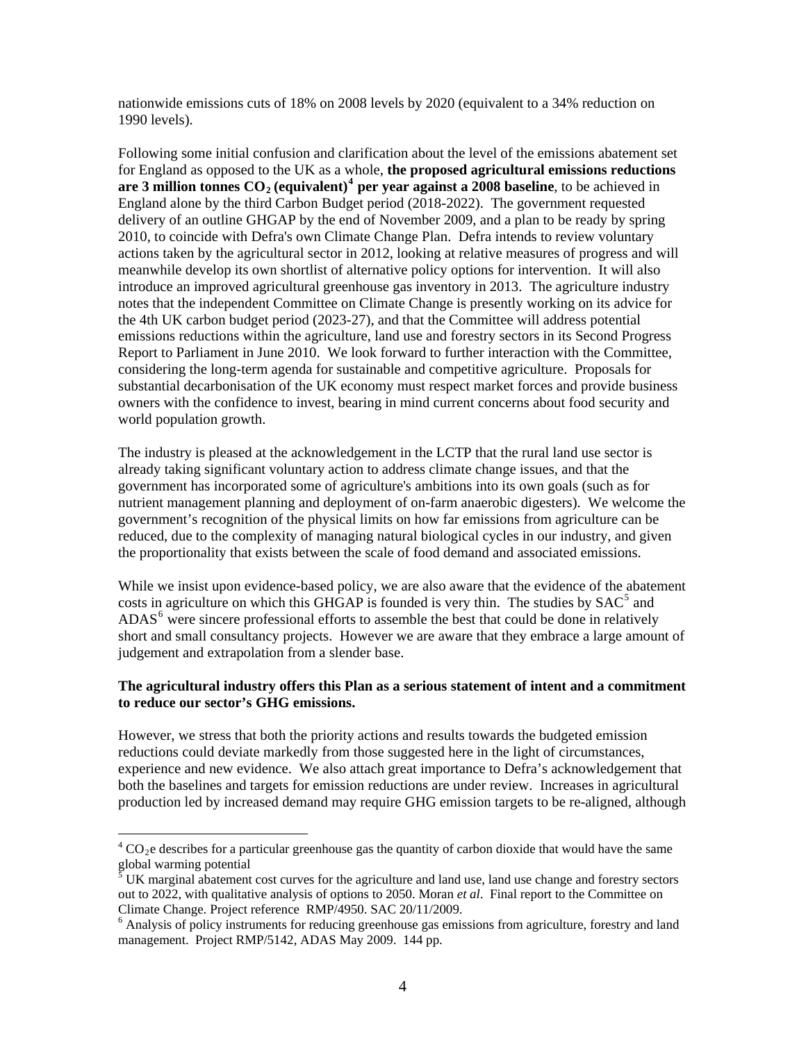nationwide emissions cuts of 18% on 2008 levels by 2020 (equivalent to a 34% reduction on 1990 levels).

Following some initial confusion and clarification about the level of the emissions abatement set for England as opposed to the UK as a whole, **the proposed agricultural emissions reductions are 3 million tonnes $CO_2$ (equivalent)[4] per year against a 2008 baseline**, to be achieved in England alone by the third Carbon Budget period (2018-2022). The government requested delivery of an outline GHGAP by the end of November 2009, and a plan to be ready by spring 2010, to coincide with Defra's own Climate Change Plan. Defra intends to review voluntary actions taken by the agricultural sector in 2012, looking at relative measures of progress and will meanwhile develop its own shortlist of alternative policy options for intervention. It will also introduce an improved agricultural greenhouse gas inventory in 2013. The agriculture industry notes that the independent Committee on Climate Change is presently working on its advice for the 4th UK carbon budget period (2023-27), and that the Committee will address potential emissions reductions within the agriculture, land use and forestry sectors in its Second Progress Report to Parliament in June 2010. We look forward to further interaction with the Committee, considering the long-term agenda for sustainable and competitive agriculture. Proposals for substantial decarbonisation of the UK economy must respect market forces and provide business owners with the confidence to invest, bearing in mind current concerns about food security and world population growth.

The industry is pleased at the acknowledgement in the LCTP that the rural land use sector is already taking significant voluntary action to address climate change issues, and that the government has incorporated some of agriculture's ambitions into its own goals (such as for nutrient management planning and deployment of on-farm anaerobic digesters). We welcome the government's recognition of the physical limits on how far emissions from agriculture can be reduced, due to the complexity of managing natural biological cycles in our industry, and given the proportionality that exists between the scale of food demand and associated emissions.

While we insist upon evidence-based policy, we are also aware that the evidence of the abatement costs in agriculture on which this GHGAP is founded is very thin. The studies by SAC[5] and ADAS[6] were sincere professional efforts to assemble the best that could be done in relatively short and small consultancy projects. However we are aware that they embrace a large amount of judgement and extrapolation from a slender base.

**The agricultural industry offers this Plan as a serious statement of intent and a commitment to reduce our sector's GHG emissions.**

However, we stress that both the priority actions and results towards the budgeted emission reductions could deviate markedly from those suggested here in the light of circumstances, experience and new evidence. We also attach great importance to Defra's acknowledgement that both the baselines and targets for emission reductions are under review. Increases in agricultural production led by increased demand may require GHG emission targets to be re-aligned, although

---

[4] $CO_2e$ describes for a particular greenhouse gas the quantity of carbon dioxide that would have the same global warming potential

[5] UK marginal abatement cost curves for the agriculture and land use, land use change and forestry sectors out to 2022, with qualitative analysis of options to 2050. Moran *et al*. Final report to the Committee on Climate Change. Project reference RMP/4950. SAC 20/11/2009.

[6] Analysis of policy instruments for reducing greenhouse gas emissions from agriculture, forestry and land management. Project RMP/5142, ADAS May 2009. 144 pp.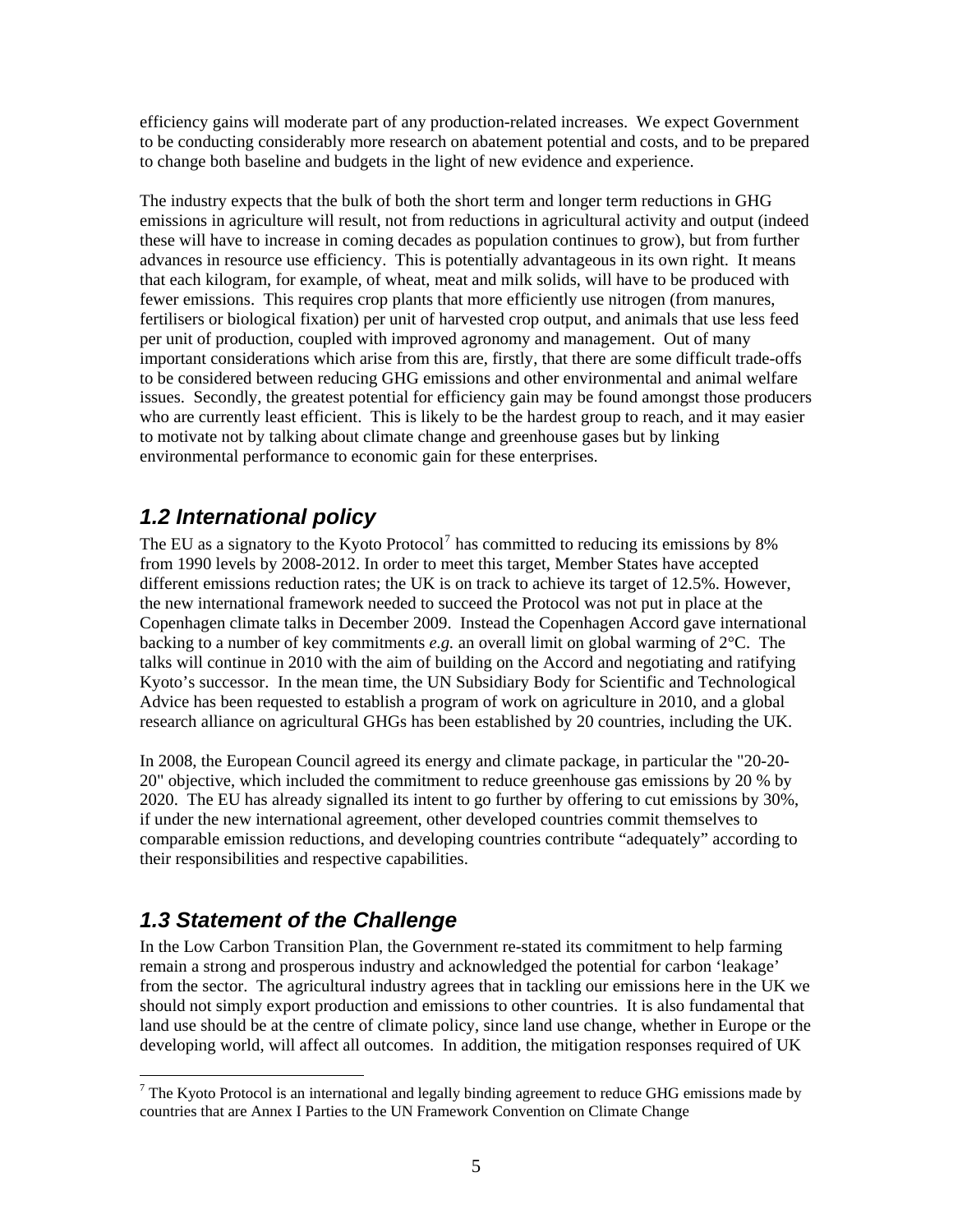efficiency gains will moderate part of any production-related increases. We expect Government to be conducting considerably more research on abatement potential and costs, and to be prepared to change both baseline and budgets in the light of new evidence and experience.

The industry expects that the bulk of both the short term and longer term reductions in GHG emissions in agriculture will result, not from reductions in agricultural activity and output (indeed these will have to increase in coming decades as population continues to grow), but from further advances in resource use efficiency. This is potentially advantageous in its own right. It means that each kilogram, for example, of wheat, meat and milk solids, will have to be produced with fewer emissions. This requires crop plants that more efficiently use nitrogen (from manures, fertilisers or biological fixation) per unit of harvested crop output, and animals that use less feed per unit of production, coupled with improved agronomy and management. Out of many important considerations which arise from this are, firstly, that there are some difficult trade-offs to be considered between reducing GHG emissions and other environmental and animal welfare issues. Secondly, the greatest potential for efficiency gain may be found amongst those producers who are currently least efficient. This is likely to be the hardest group to reach, and it may easier to motivate not by talking about climate change and greenhouse gases but by linking environmental performance to economic gain for these enterprises.

## *1.2 International policy*

The EU as a signatory to the Kyoto Protocol[7] has committed to reducing its emissions by 8% from 1990 levels by 2008-2012. In order to meet this target, Member States have accepted different emissions reduction rates; the UK is on track to achieve its target of 12.5%. However, the new international framework needed to succeed the Protocol was not put in place at the Copenhagen climate talks in December 2009. Instead the Copenhagen Accord gave international backing to a number of key commitments *e.g.* an overall limit on global warming of 2°C. The talks will continue in 2010 with the aim of building on the Accord and negotiating and ratifying Kyoto's successor. In the mean time, the UN Subsidiary Body for Scientific and Technological Advice has been requested to establish a program of work on agriculture in 2010, and a global research alliance on agricultural GHGs has been established by 20 countries, including the UK.

In 2008, the European Council agreed its energy and climate package, in particular the "20-20-20" objective, which included the commitment to reduce greenhouse gas emissions by 20 % by 2020. The EU has already signalled its intent to go further by offering to cut emissions by 30%, if under the new international agreement, other developed countries commit themselves to comparable emission reductions, and developing countries contribute "adequately" according to their responsibilities and respective capabilities.

## *1.3 Statement of the Challenge*

In the Low Carbon Transition Plan, the Government re-stated its commitment to help farming remain a strong and prosperous industry and acknowledged the potential for carbon 'leakage' from the sector. The agricultural industry agrees that in tackling our emissions here in the UK we should not simply export production and emissions to other countries. It is also fundamental that land use should be at the centre of climate policy, since land use change, whether in Europe or the developing world, will affect all outcomes. In addition, the mitigation responses required of UK

[7] The Kyoto Protocol is an international and legally binding agreement to reduce GHG emissions made by countries that are Annex I Parties to the UN Framework Convention on Climate Change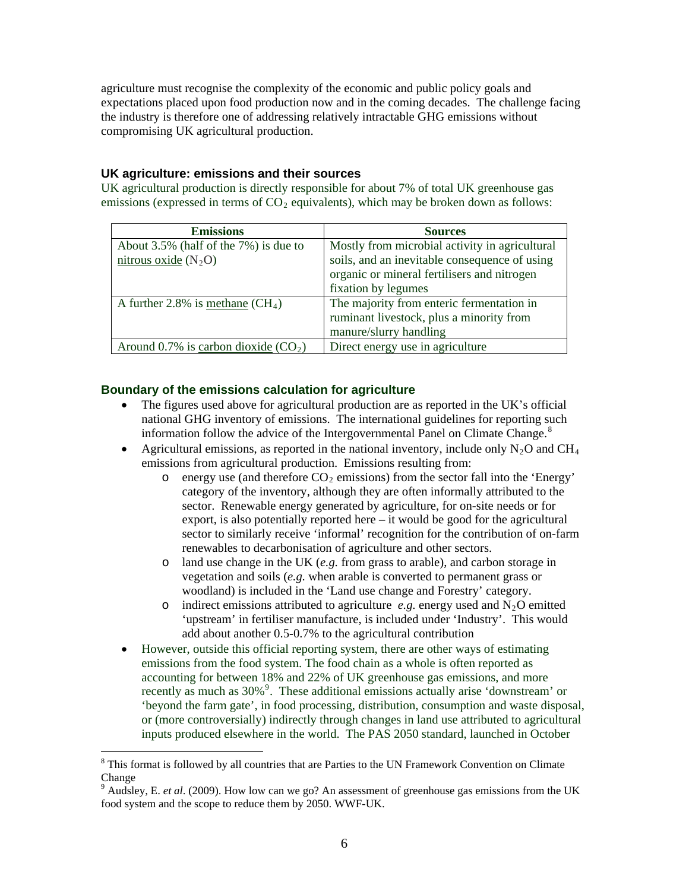agriculture must recognise the complexity of the economic and public policy goals and expectations placed upon food production now and in the coming decades. The challenge facing the industry is therefore one of addressing relatively intractable GHG emissions without compromising UK agricultural production.

### UK agriculture: emissions and their sources

UK agricultural production is directly responsible for about 7% of total UK greenhouse gas emissions (expressed in terms of $CO_2$ equivalents), which may be broken down as follows:

| Emissions | Sources |
|---|---|
| About 3.5% (half of the 7%) is due to nitrous oxide ($N_2O$) | Mostly from microbial activity in agricultural soils, and an inevitable consequence of using organic or mineral fertilisers and nitrogen fixation by legumes |
| A further 2.8% is methane ($CH_4$) | The majority from enteric fermentation in ruminant livestock, plus a minority from manure/slurry handling |
| Around 0.7% is carbon dioxide ($CO_2$) | Direct energy use in agriculture |

### Boundary of the emissions calculation for agriculture

- The figures used above for agricultural production are as reported in the UK's official national GHG inventory of emissions. The international guidelines for reporting such information follow the advice of the Intergovernmental Panel on Climate Change.[8]
- Agricultural emissions, as reported in the national inventory, include only $N_2O$ and $CH_4$ emissions from agricultural production. Emissions resulting from:
  - energy use (and therefore $CO_2$ emissions) from the sector fall into the 'Energy' category of the inventory, although they are often informally attributed to the sector. Renewable energy generated by agriculture, for on-site needs or for export, is also potentially reported here – it would be good for the agricultural sector to similarly receive 'informal' recognition for the contribution of on-farm renewables to decarbonisation of agriculture and other sectors.
  - land use change in the UK (*e.g.* from grass to arable), and carbon storage in vegetation and soils (*e.g.* when arable is converted to permanent grass or woodland) is included in the 'Land use change and Forestry' category.
  - indirect emissions attributed to agriculture *e.g.* energy used and $N_2O$ emitted 'upstream' in fertiliser manufacture, is included under 'Industry'. This would add about another 0.5-0.7% to the agricultural contribution
- However, outside this official reporting system, there are other ways of estimating emissions from the food system. The food chain as a whole is often reported as accounting for between 18% and 22% of UK greenhouse gas emissions, and more recently as much as 30%[9]. These additional emissions actually arise 'downstream' or 'beyond the farm gate', in food processing, distribution, consumption and waste disposal, or (more controversially) indirectly through changes in land use attributed to agricultural inputs produced elsewhere in the world. The PAS 2050 standard, launched in October

---

[8] This format is followed by all countries that are Parties to the UN Framework Convention on Climate Change

[9] Audsley, E. *et al*. (2009). How low can we go? An assessment of greenhouse gas emissions from the UK food system and the scope to reduce them by 2050. WWF-UK.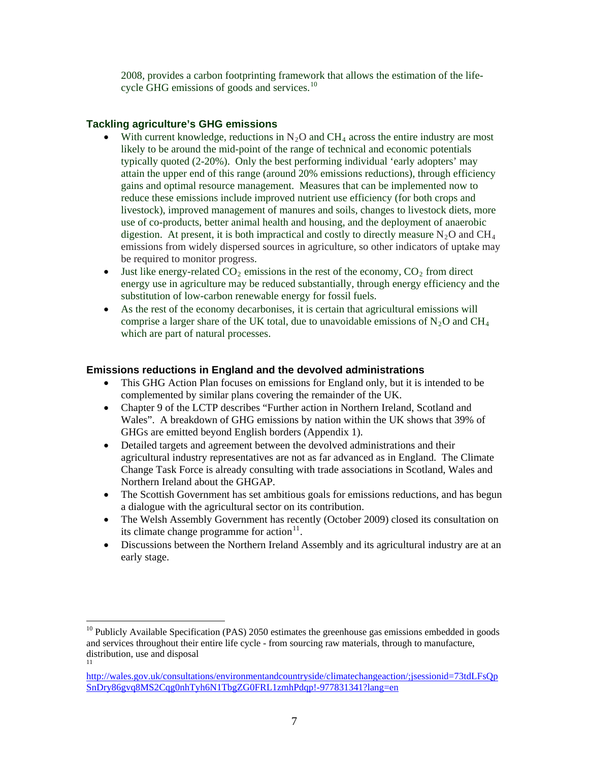2008, provides a carbon footprinting framework that allows the estimation of the life-cycle GHG emissions of goods and services.[10]

### Tackling agriculture's GHG emissions

- With current knowledge, reductions in $N_2O$ and $CH_4$ across the entire industry are most likely to be around the mid-point of the range of technical and economic potentials typically quoted (2-20%). Only the best performing individual 'early adopters' may attain the upper end of this range (around 20% emissions reductions), through efficiency gains and optimal resource management. Measures that can be implemented now to reduce these emissions include improved nutrient use efficiency (for both crops and livestock), improved management of manures and soils, changes to livestock diets, more use of co-products, better animal health and housing, and the deployment of anaerobic digestion. At present, it is both impractical and costly to directly measure $N_2O$ and $CH_4$ emissions from widely dispersed sources in agriculture, so other indicators of uptake may be required to monitor progress.
- Just like energy-related $CO_2$ emissions in the rest of the economy, $CO_2$ from direct energy use in agriculture may be reduced substantially, through energy efficiency and the substitution of low-carbon renewable energy for fossil fuels.
- As the rest of the economy decarbonises, it is certain that agricultural emissions will comprise a larger share of the UK total, due to unavoidable emissions of $N_2O$ and $CH_4$ which are part of natural processes.

### Emissions reductions in England and the devolved administrations

- This GHG Action Plan focuses on emissions for England only, but it is intended to be complemented by similar plans covering the remainder of the UK.
- Chapter 9 of the LCTP describes "Further action in Northern Ireland, Scotland and Wales". A breakdown of GHG emissions by nation within the UK shows that 39% of GHGs are emitted beyond English borders (Appendix 1).
- Detailed targets and agreement between the devolved administrations and their agricultural industry representatives are not as far advanced as in England. The Climate Change Task Force is already consulting with trade associations in Scotland, Wales and Northern Ireland about the GHGAP.
- The Scottish Government has set ambitious goals for emissions reductions, and has begun a dialogue with the agricultural sector on its contribution.
- The Welsh Assembly Government has recently (October 2009) closed its consultation on its climate change programme for action[11].
- Discussions between the Northern Ireland Assembly and its agricultural industry are at an early stage.

---

[10] Publicly Available Specification (PAS) 2050 estimates the greenhouse gas emissions embedded in goods and services throughout their entire life cycle - from sourcing raw materials, through to manufacture, distribution, use and disposal

[11] http://wales.gov.uk/consultations/environmentandcountryside/climatechangeaction/;jsessionid=73tdLFsQpSnDry86gvq8MS2Cqg0nhTyh6N1TbgZG0FRL1zmhPdqp!-977831341?lang=en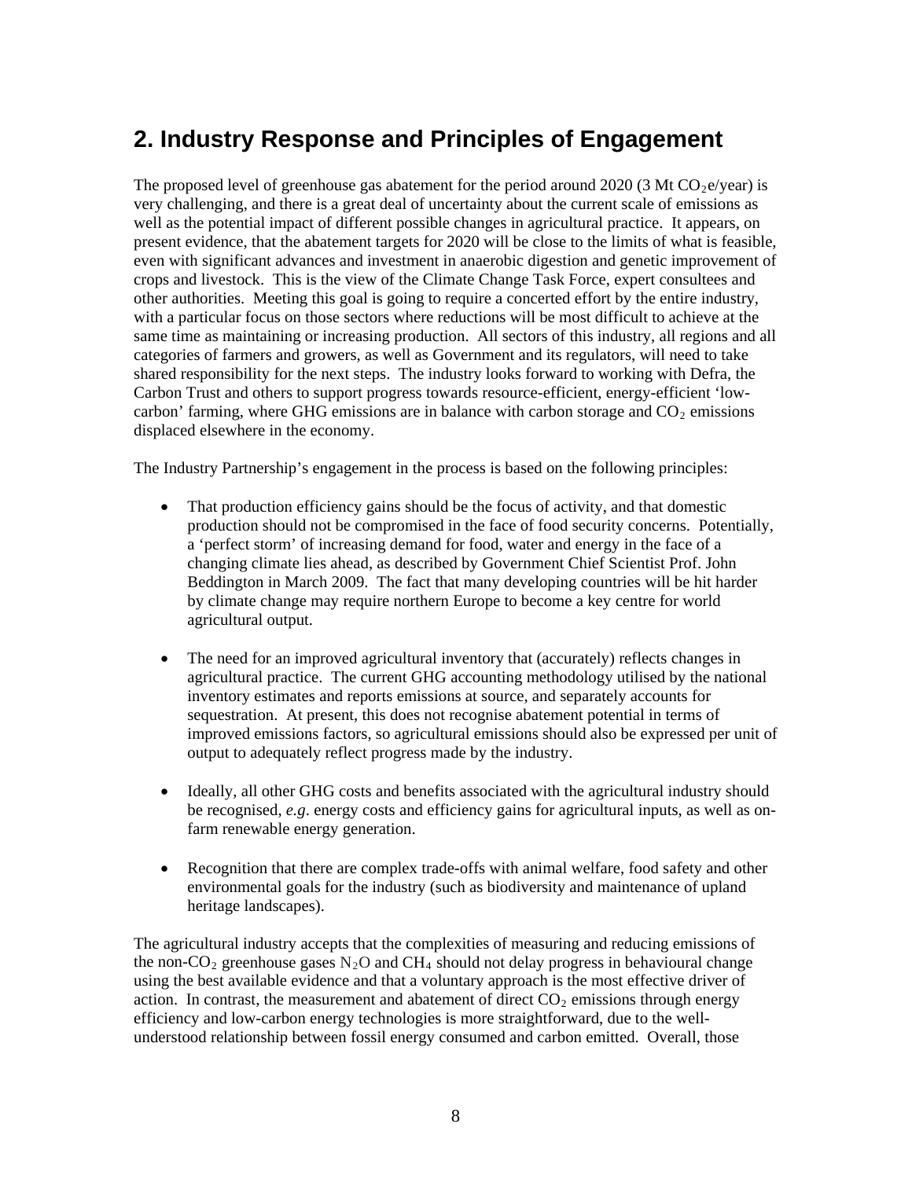## 2. Industry Response and Principles of Engagement

The proposed level of greenhouse gas abatement for the period around 2020 (3 Mt $CO_2$e/year) is very challenging, and there is a great deal of uncertainty about the current scale of emissions as well as the potential impact of different possible changes in agricultural practice. It appears, on present evidence, that the abatement targets for 2020 will be close to the limits of what is feasible, even with significant advances and investment in anaerobic digestion and genetic improvement of crops and livestock. This is the view of the Climate Change Task Force, expert consultees and other authorities. Meeting this goal is going to require a concerted effort by the entire industry, with a particular focus on those sectors where reductions will be most difficult to achieve at the same time as maintaining or increasing production. All sectors of this industry, all regions and all categories of farmers and growers, as well as Government and its regulators, will need to take shared responsibility for the next steps. The industry looks forward to working with Defra, the Carbon Trust and others to support progress towards resource-efficient, energy-efficient 'low-carbon' farming, where GHG emissions are in balance with carbon storage and $CO_2$ emissions displaced elsewhere in the economy.

The Industry Partnership's engagement in the process is based on the following principles:

- That production efficiency gains should be the focus of activity, and that domestic production should not be compromised in the face of food security concerns. Potentially, a 'perfect storm' of increasing demand for food, water and energy in the face of a changing climate lies ahead, as described by Government Chief Scientist Prof. John Beddington in March 2009. The fact that many developing countries will be hit harder by climate change may require northern Europe to become a key centre for world agricultural output.

- The need for an improved agricultural inventory that (accurately) reflects changes in agricultural practice. The current GHG accounting methodology utilised by the national inventory estimates and reports emissions at source, and separately accounts for sequestration. At present, this does not recognise abatement potential in terms of improved emissions factors, so agricultural emissions should also be expressed per unit of output to adequately reflect progress made by the industry.

- Ideally, all other GHG costs and benefits associated with the agricultural industry should be recognised, *e.g*. energy costs and efficiency gains for agricultural inputs, as well as on-farm renewable energy generation.

- Recognition that there are complex trade-offs with animal welfare, food safety and other environmental goals for the industry (such as biodiversity and maintenance of upland heritage landscapes).

The agricultural industry accepts that the complexities of measuring and reducing emissions of the non-$CO_2$ greenhouse gases $N_2O$ and $CH_4$ should not delay progress in behavioural change using the best available evidence and that a voluntary approach is the most effective driver of action. In contrast, the measurement and abatement of direct $CO_2$ emissions through energy efficiency and low-carbon energy technologies is more straightforward, due to the well-understood relationship between fossil energy consumed and carbon emitted. Overall, those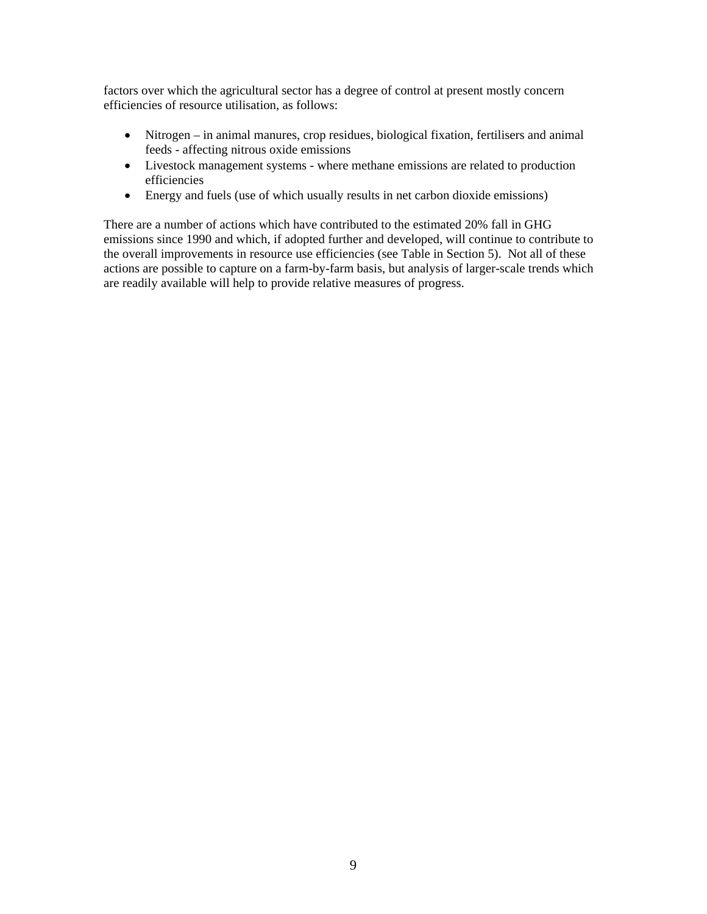factors over which the agricultural sector has a degree of control at present mostly concern efficiencies of resource utilisation, as follows:

- Nitrogen – in animal manures, crop residues, biological fixation, fertilisers and animal feeds - affecting nitrous oxide emissions
- Livestock management systems - where methane emissions are related to production efficiencies
- Energy and fuels (use of which usually results in net carbon dioxide emissions)

There are a number of actions which have contributed to the estimated 20% fall in GHG emissions since 1990 and which, if adopted further and developed, will continue to contribute to the overall improvements in resource use efficiencies (see Table in Section 5). Not all of these actions are possible to capture on a farm-by-farm basis, but analysis of larger-scale trends which are readily available will help to provide relative measures of progress.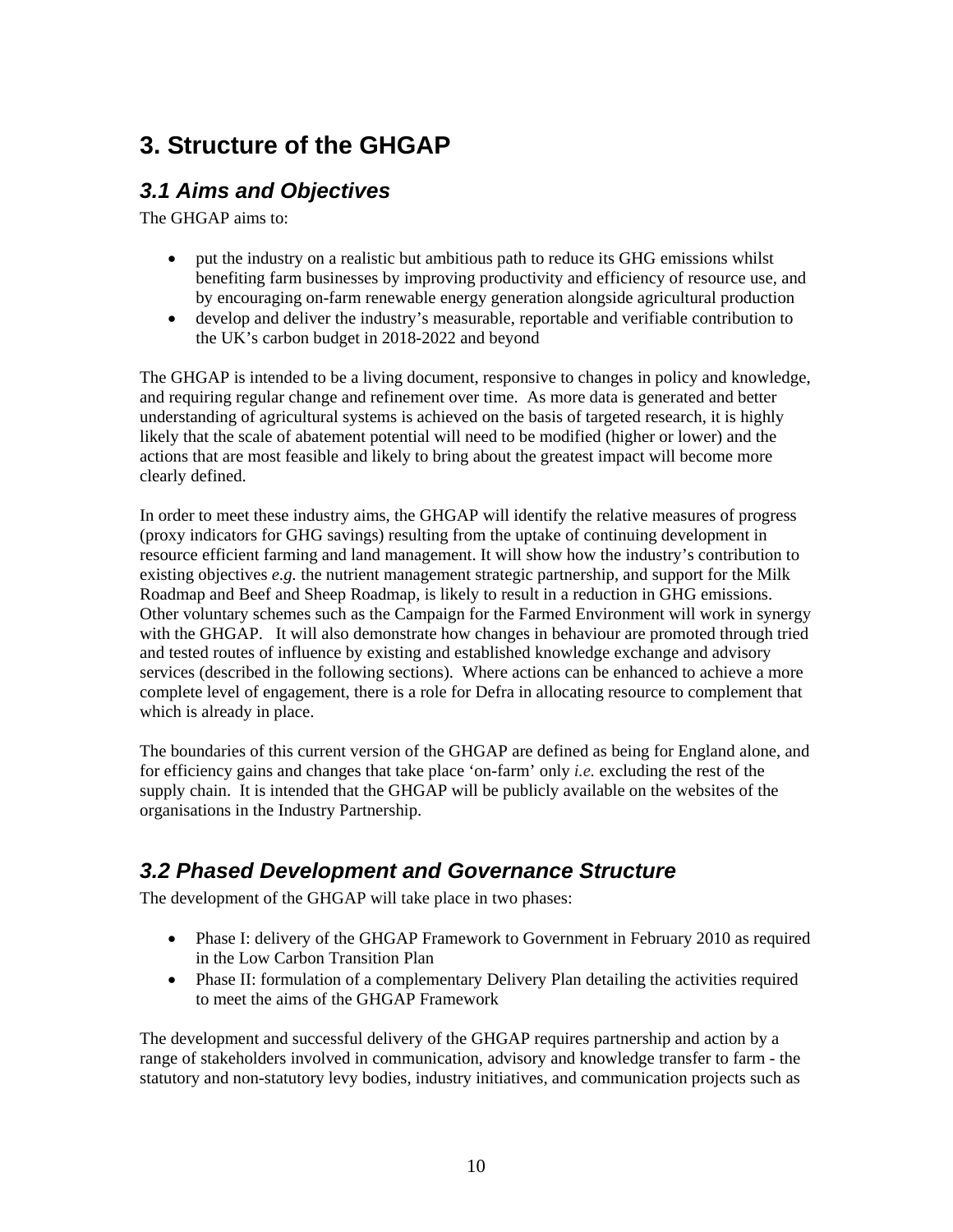# 3. Structure of the GHGAP

## *3.1 Aims and Objectives*

The GHGAP aims to:

- put the industry on a realistic but ambitious path to reduce its GHG emissions whilst benefiting farm businesses by improving productivity and efficiency of resource use, and by encouraging on-farm renewable energy generation alongside agricultural production
- develop and deliver the industry's measurable, reportable and verifiable contribution to the UK's carbon budget in 2018-2022 and beyond

The GHGAP is intended to be a living document, responsive to changes in policy and knowledge, and requiring regular change and refinement over time. As more data is generated and better understanding of agricultural systems is achieved on the basis of targeted research, it is highly likely that the scale of abatement potential will need to be modified (higher or lower) and the actions that are most feasible and likely to bring about the greatest impact will become more clearly defined.

In order to meet these industry aims, the GHGAP will identify the relative measures of progress (proxy indicators for GHG savings) resulting from the uptake of continuing development in resource efficient farming and land management. It will show how the industry's contribution to existing objectives *e.g.* the nutrient management strategic partnership, and support for the Milk Roadmap and Beef and Sheep Roadmap, is likely to result in a reduction in GHG emissions. Other voluntary schemes such as the Campaign for the Farmed Environment will work in synergy with the GHGAP. It will also demonstrate how changes in behaviour are promoted through tried and tested routes of influence by existing and established knowledge exchange and advisory services (described in the following sections). Where actions can be enhanced to achieve a more complete level of engagement, there is a role for Defra in allocating resource to complement that which is already in place.

The boundaries of this current version of the GHGAP are defined as being for England alone, and for efficiency gains and changes that take place 'on-farm' only *i.e.* excluding the rest of the supply chain. It is intended that the GHGAP will be publicly available on the websites of the organisations in the Industry Partnership.

## *3.2 Phased Development and Governance Structure*

The development of the GHGAP will take place in two phases:

- Phase I: delivery of the GHGAP Framework to Government in February 2010 as required in the Low Carbon Transition Plan
- Phase II: formulation of a complementary Delivery Plan detailing the activities required to meet the aims of the GHGAP Framework

The development and successful delivery of the GHGAP requires partnership and action by a range of stakeholders involved in communication, advisory and knowledge transfer to farm - the statutory and non-statutory levy bodies, industry initiatives, and communication projects such as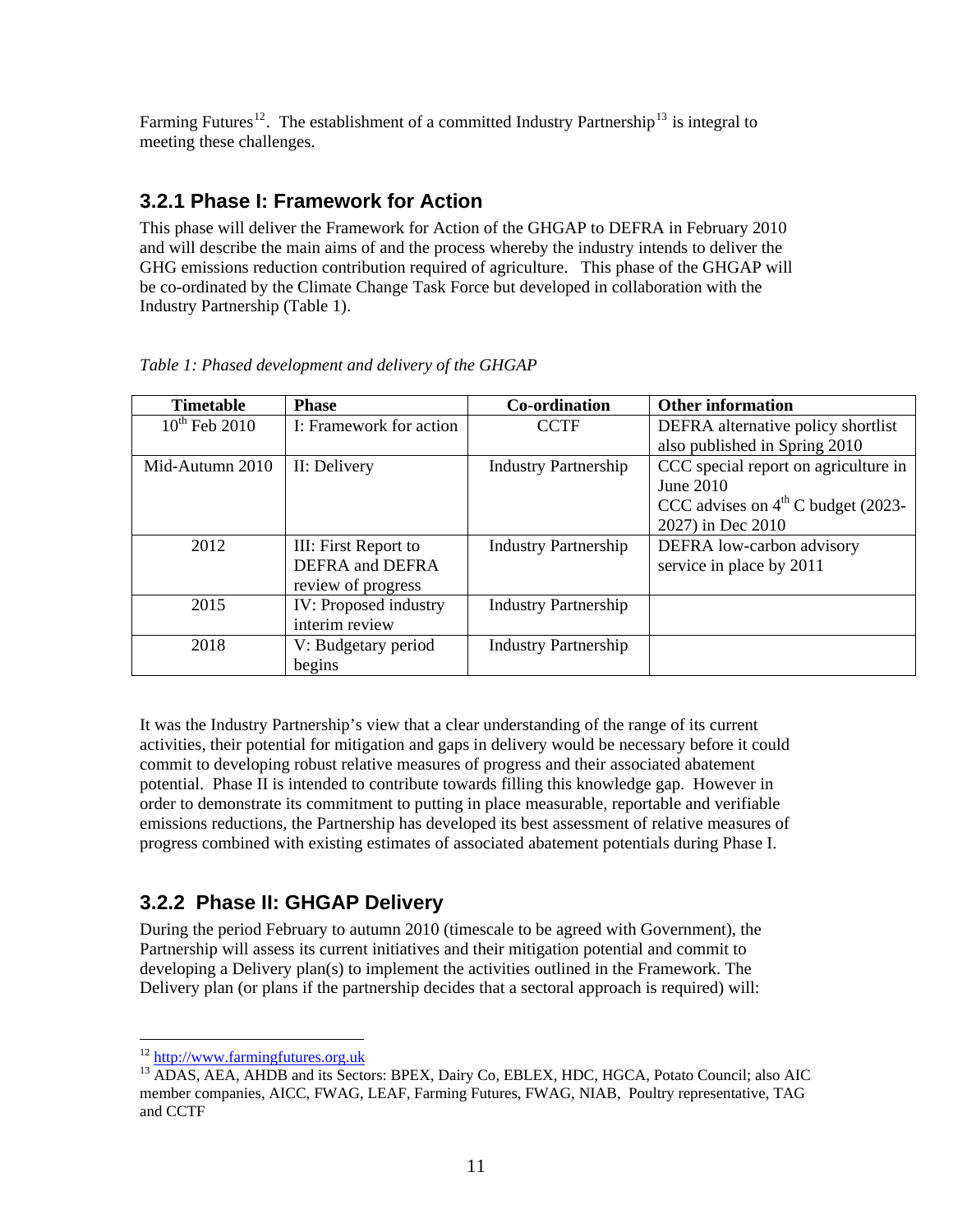Farming Futures[12]. The establishment of a committed Industry Partnership[13] is integral to meeting these challenges.

### 3.2.1 Phase I: Framework for Action

This phase will deliver the Framework for Action of the GHGAP to DEFRA in February 2010 and will describe the main aims of and the process whereby the industry intends to deliver the GHG emissions reduction contribution required of agriculture. This phase of the GHGAP will be co-ordinated by the Climate Change Task Force but developed in collaboration with the Industry Partnership (Table 1).

*Table 1: Phased development and delivery of the GHGAP*

| Timetable | Phase | Co-ordination | Other information |
|---|---|---|---|
| 10th Feb 2010 | I: Framework for action | CCTF | DEFRA alternative policy shortlist also published in Spring 2010 |
| Mid-Autumn 2010 | II: Delivery | Industry Partnership | CCC special report on agriculture in June 2010<br>CCC advises on 4th C budget (2023-2027) in Dec 2010 |
| 2012 | III: First Report to DEFRA and DEFRA review of progress | Industry Partnership | DEFRA low-carbon advisory service in place by 2011 |
| 2015 | IV: Proposed industry interim review | Industry Partnership | |
| 2018 | V: Budgetary period begins | Industry Partnership | |

It was the Industry Partnership's view that a clear understanding of the range of its current activities, their potential for mitigation and gaps in delivery would be necessary before it could commit to developing robust relative measures of progress and their associated abatement potential. Phase II is intended to contribute towards filling this knowledge gap. However in order to demonstrate its commitment to putting in place measurable, reportable and verifiable emissions reductions, the Partnership has developed its best assessment of relative measures of progress combined with existing estimates of associated abatement potentials during Phase I.

### 3.2.2 Phase II: GHGAP Delivery

During the period February to autumn 2010 (timescale to be agreed with Government), the Partnership will assess its current initiatives and their mitigation potential and commit to developing a Delivery plan(s) to implement the activities outlined in the Framework. The Delivery plan (or plans if the partnership decides that a sectoral approach is required) will:

---

[12] http://www.farmingfutures.org.uk

[13] ADAS, AEA, AHDB and its Sectors: BPEX, Dairy Co, EBLEX, HDC, HGCA, Potato Council; also AIC member companies, AICC, FWAG, LEAF, Farming Futures, FWAG, NIAB, Poultry representative, TAG and CCTF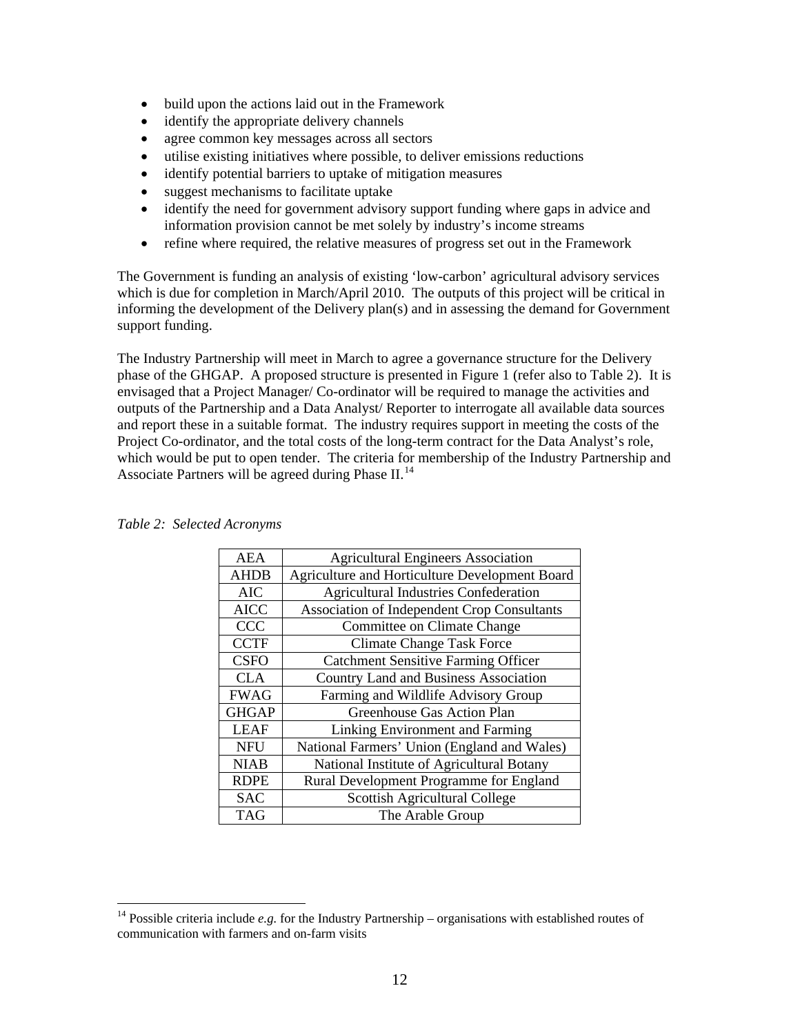- build upon the actions laid out in the Framework
- identify the appropriate delivery channels
- agree common key messages across all sectors
- utilise existing initiatives where possible, to deliver emissions reductions
- identify potential barriers to uptake of mitigation measures
- suggest mechanisms to facilitate uptake
- identify the need for government advisory support funding where gaps in advice and information provision cannot be met solely by industry's income streams
- refine where required, the relative measures of progress set out in the Framework

The Government is funding an analysis of existing 'low-carbon' agricultural advisory services which is due for completion in March/April 2010. The outputs of this project will be critical in informing the development of the Delivery plan(s) and in assessing the demand for Government support funding.

The Industry Partnership will meet in March to agree a governance structure for the Delivery phase of the GHGAP. A proposed structure is presented in Figure 1 (refer also to Table 2). It is envisaged that a Project Manager/ Co-ordinator will be required to manage the activities and outputs of the Partnership and a Data Analyst/ Reporter to interrogate all available data sources and report these in a suitable format. The industry requires support in meeting the costs of the Project Co-ordinator, and the total costs of the long-term contract for the Data Analyst's role, which would be put to open tender. The criteria for membership of the Industry Partnership and Associate Partners will be agreed during Phase II.[14]

*Table 2: Selected Acronyms*

| | |
|---|---|
| AEA | Agricultural Engineers Association |
| AHDB | Agriculture and Horticulture Development Board |
| AIC | Agricultural Industries Confederation |
| AICC | Association of Independent Crop Consultants |
| CCC | Committee on Climate Change |
| CCTF | Climate Change Task Force |
| CSFO | Catchment Sensitive Farming Officer |
| CLA | Country Land and Business Association |
| FWAG | Farming and Wildlife Advisory Group |
| GHGAP | Greenhouse Gas Action Plan |
| LEAF | Linking Environment and Farming |
| NFU | National Farmers' Union (England and Wales) |
| NIAB | National Institute of Agricultural Botany |
| RDPE | Rural Development Programme for England |
| SAC | Scottish Agricultural College |
| TAG | The Arable Group |

[14] Possible criteria include *e.g.* for the Industry Partnership – organisations with established routes of communication with farmers and on-farm visits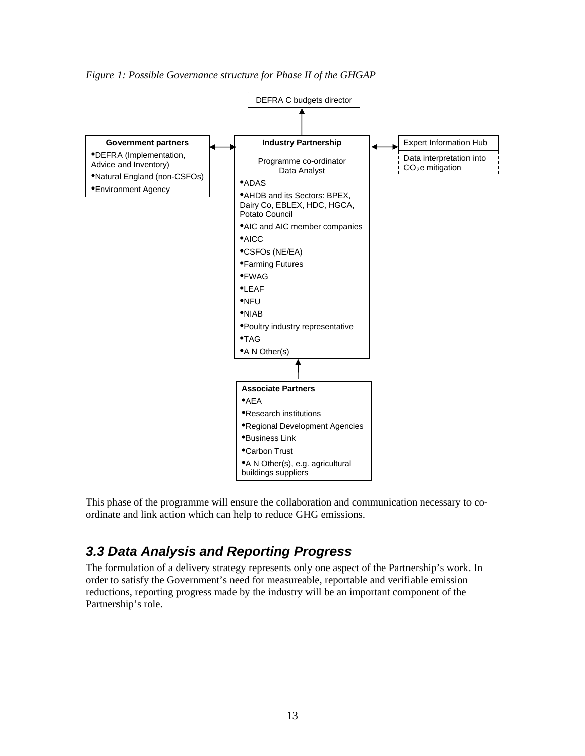*Figure 1: Possible Governance structure for Phase II of the GHGAP*

DEFRA C budgets director

**Government partners**

- DEFRA (Implementation, Advice and Inventory)
- Natural England (non-CSFOs)
- Environment Agency

**Industry Partnership**

Programme co-ordinator
Data Analyst

- ADAS
- AHDB and its Sectors: BPEX, Dairy Co, EBLEX, HDC, HGCA, Potato Council
- AIC and AIC member companies
- AICC
- CSFOs (NE/EA)
- Farming Futures
- FWAG
- LEAF
- NFU
- NIAB
- Poultry industry representative
- TAG
- A N Other(s)

Expert Information Hub

Data interpretation into $CO_2$e mitigation

**Associate Partners**

- AEA
- Research institutions
- Regional Development Agencies
- Business Link
- Carbon Trust
- A N Other(s), e.g. agricultural buildings suppliers

This phase of the programme will ensure the collaboration and communication necessary to co-ordinate and link action which can help to reduce GHG emissions.

## 3.3 Data Analysis and Reporting Progress

The formulation of a delivery strategy represents only one aspect of the Partnership's work. In order to satisfy the Government's need for measureable, reportable and verifiable emission reductions, reporting progress made by the industry will be an important component of the Partnership's role.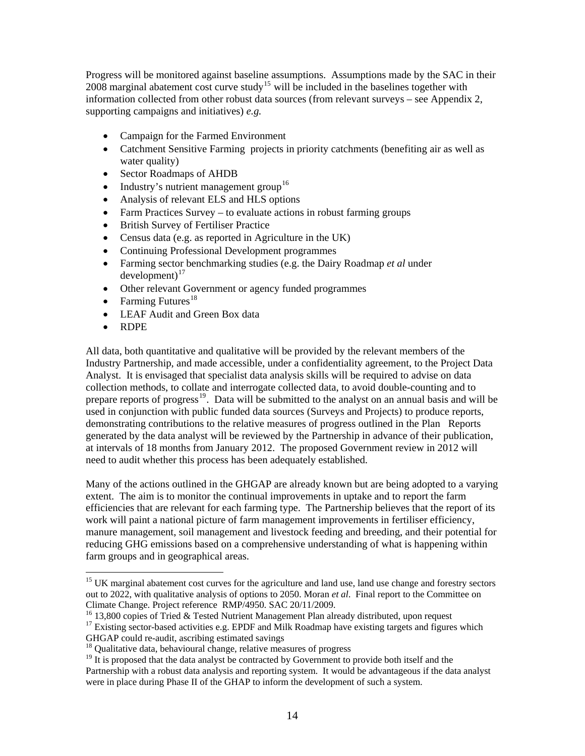Progress will be monitored against baseline assumptions. Assumptions made by the SAC in their 2008 marginal abatement cost curve study[15] will be included in the baselines together with information collected from other robust data sources (from relevant surveys – see Appendix 2, supporting campaigns and initiatives) *e.g.*

- Campaign for the Farmed Environment
- Catchment Sensitive Farming projects in priority catchments (benefiting air as well as water quality)
- Sector Roadmaps of AHDB
- Industry's nutrient management group[16]
- Analysis of relevant ELS and HLS options
- Farm Practices Survey – to evaluate actions in robust farming groups
- British Survey of Fertiliser Practice
- Census data (e.g. as reported in Agriculture in the UK)
- Continuing Professional Development programmes
- Farming sector benchmarking studies (e.g. the Dairy Roadmap *et al* under development)[17]
- Other relevant Government or agency funded programmes
- Farming Futures[18]
- LEAF Audit and Green Box data
- RDPE

All data, both quantitative and qualitative will be provided by the relevant members of the Industry Partnership, and made accessible, under a confidentiality agreement, to the Project Data Analyst. It is envisaged that specialist data analysis skills will be required to advise on data collection methods, to collate and interrogate collected data, to avoid double-counting and to prepare reports of progress[19]. Data will be submitted to the analyst on an annual basis and will be used in conjunction with public funded data sources (Surveys and Projects) to produce reports, demonstrating contributions to the relative measures of progress outlined in the Plan Reports generated by the data analyst will be reviewed by the Partnership in advance of their publication, at intervals of 18 months from January 2012. The proposed Government review in 2012 will need to audit whether this process has been adequately established.

Many of the actions outlined in the GHGAP are already known but are being adopted to a varying extent. The aim is to monitor the continual improvements in uptake and to report the farm efficiencies that are relevant for each farming type. The Partnership believes that the report of its work will paint a national picture of farm management improvements in fertiliser efficiency, manure management, soil management and livestock feeding and breeding, and their potential for reducing GHG emissions based on a comprehensive understanding of what is happening within farm groups and in geographical areas.

[15] UK marginal abatement cost curves for the agriculture and land use, land use change and forestry sectors out to 2022, with qualitative analysis of options to 2050. Moran *et al*. Final report to the Committee on Climate Change. Project reference RMP/4950. SAC 20/11/2009.

[16] 13,800 copies of Tried & Tested Nutrient Management Plan already distributed, upon request

[17] Existing sector-based activities e.g. EPDF and Milk Roadmap have existing targets and figures which GHGAP could re-audit, ascribing estimated savings

[18] Qualitative data, behavioural change, relative measures of progress

[19] It is proposed that the data analyst be contracted by Government to provide both itself and the Partnership with a robust data analysis and reporting system. It would be advantageous if the data analyst were in place during Phase II of the GHAP to inform the development of such a system.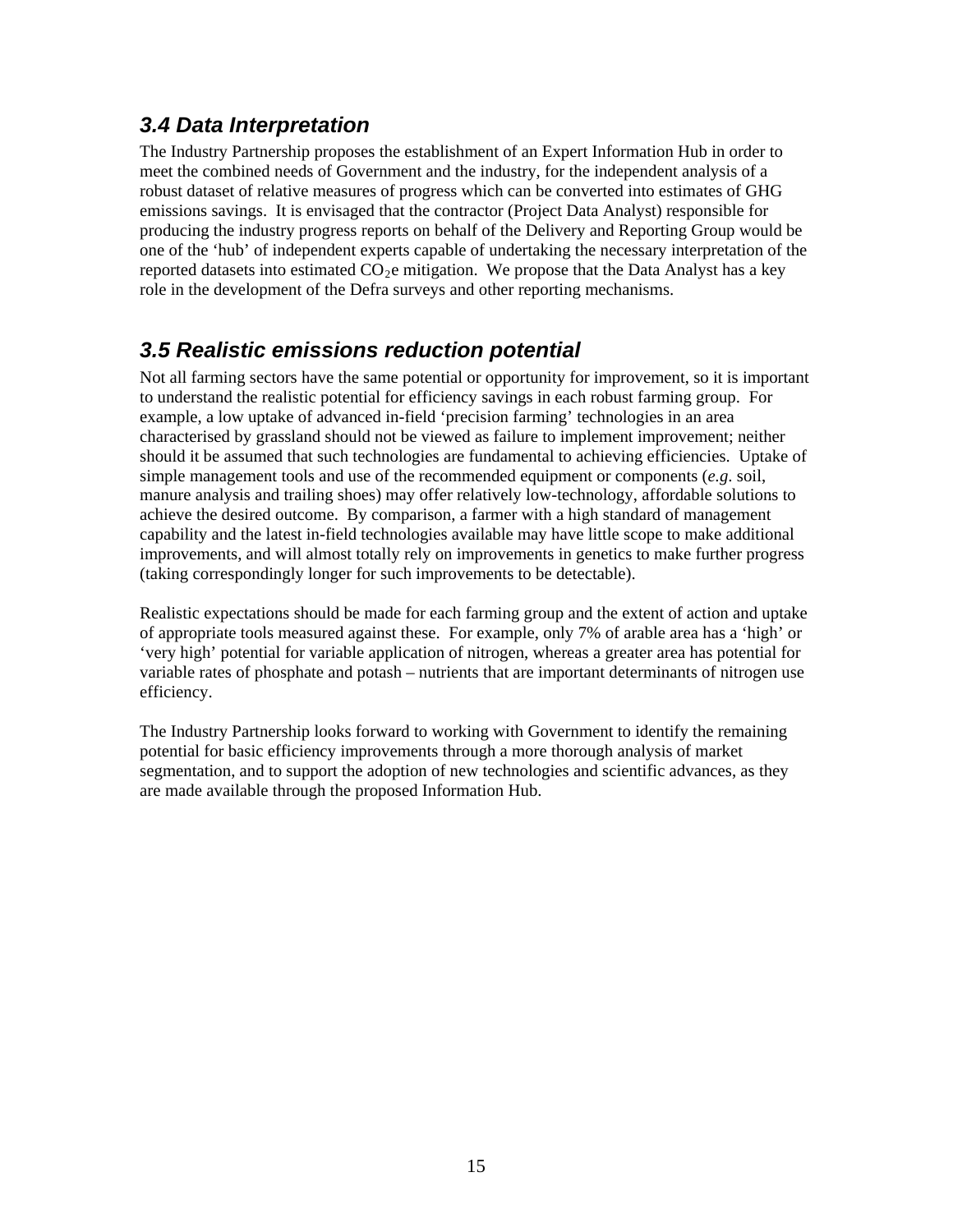### *3.4 Data Interpretation*

The Industry Partnership proposes the establishment of an Expert Information Hub in order to meet the combined needs of Government and the industry, for the independent analysis of a robust dataset of relative measures of progress which can be converted into estimates of GHG emissions savings. It is envisaged that the contractor (Project Data Analyst) responsible for producing the industry progress reports on behalf of the Delivery and Reporting Group would be one of the 'hub' of independent experts capable of undertaking the necessary interpretation of the reported datasets into estimated $CO_2$e mitigation. We propose that the Data Analyst has a key role in the development of the Defra surveys and other reporting mechanisms.

### *3.5 Realistic emissions reduction potential*

Not all farming sectors have the same potential or opportunity for improvement, so it is important to understand the realistic potential for efficiency savings in each robust farming group. For example, a low uptake of advanced in-field 'precision farming' technologies in an area characterised by grassland should not be viewed as failure to implement improvement; neither should it be assumed that such technologies are fundamental to achieving efficiencies. Uptake of simple management tools and use of the recommended equipment or components (*e.g*. soil, manure analysis and trailing shoes) may offer relatively low-technology, affordable solutions to achieve the desired outcome. By comparison, a farmer with a high standard of management capability and the latest in-field technologies available may have little scope to make additional improvements, and will almost totally rely on improvements in genetics to make further progress (taking correspondingly longer for such improvements to be detectable).

Realistic expectations should be made for each farming group and the extent of action and uptake of appropriate tools measured against these. For example, only 7% of arable area has a 'high' or 'very high' potential for variable application of nitrogen, whereas a greater area has potential for variable rates of phosphate and potash – nutrients that are important determinants of nitrogen use efficiency.

The Industry Partnership looks forward to working with Government to identify the remaining potential for basic efficiency improvements through a more thorough analysis of market segmentation, and to support the adoption of new technologies and scientific advances, as they are made available through the proposed Information Hub.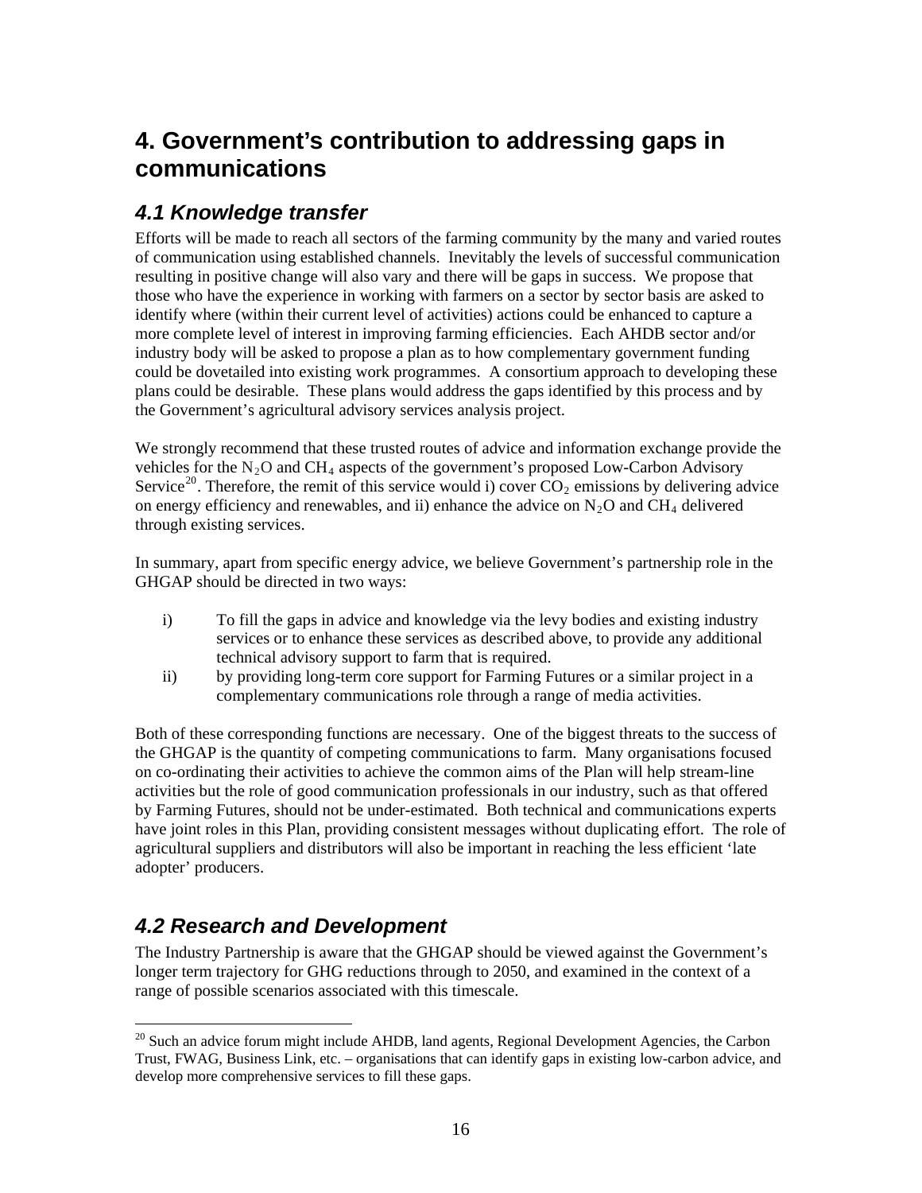# 4. Government's contribution to addressing gaps in communications

## 4.1 Knowledge transfer

Efforts will be made to reach all sectors of the farming community by the many and varied routes of communication using established channels. Inevitably the levels of successful communication resulting in positive change will also vary and there will be gaps in success. We propose that those who have the experience in working with farmers on a sector by sector basis are asked to identify where (within their current level of activities) actions could be enhanced to capture a more complete level of interest in improving farming efficiencies. Each AHDB sector and/or industry body will be asked to propose a plan as to how complementary government funding could be dovetailed into existing work programmes. A consortium approach to developing these plans could be desirable. These plans would address the gaps identified by this process and by the Government's agricultural advisory services analysis project.

We strongly recommend that these trusted routes of advice and information exchange provide the vehicles for the $N_2O$ and $CH_4$ aspects of the government's proposed Low-Carbon Advisory Service[20]. Therefore, the remit of this service would i) cover $CO_2$ emissions by delivering advice on energy efficiency and renewables, and ii) enhance the advice on $N_2O$ and $CH_4$ delivered through existing services.

In summary, apart from specific energy advice, we believe Government's partnership role in the GHGAP should be directed in two ways:

i) To fill the gaps in advice and knowledge via the levy bodies and existing industry services or to enhance these services as described above, to provide any additional technical advisory support to farm that is required.

ii) by providing long-term core support for Farming Futures or a similar project in a complementary communications role through a range of media activities.

Both of these corresponding functions are necessary. One of the biggest threats to the success of the GHGAP is the quantity of competing communications to farm. Many organisations focused on co-ordinating their activities to achieve the common aims of the Plan will help stream-line activities but the role of good communication professionals in our industry, such as that offered by Farming Futures, should not be under-estimated. Both technical and communications experts have joint roles in this Plan, providing consistent messages without duplicating effort. The role of agricultural suppliers and distributors will also be important in reaching the less efficient 'late adopter' producers.

## 4.2 Research and Development

The Industry Partnership is aware that the GHGAP should be viewed against the Government's longer term trajectory for GHG reductions through to 2050, and examined in the context of a range of possible scenarios associated with this timescale.

---

[20] Such an advice forum might include AHDB, land agents, Regional Development Agencies, the Carbon Trust, FWAG, Business Link, etc. – organisations that can identify gaps in existing low-carbon advice, and develop more comprehensive services to fill these gaps.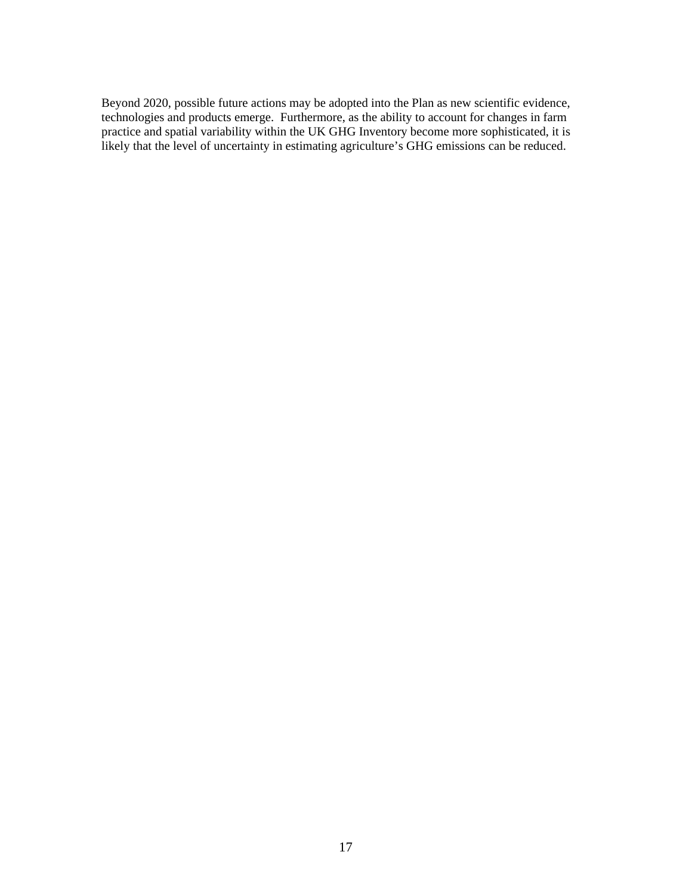Beyond 2020, possible future actions may be adopted into the Plan as new scientific evidence, technologies and products emerge. Furthermore, as the ability to account for changes in farm practice and spatial variability within the UK GHG Inventory become more sophisticated, it is likely that the level of uncertainty in estimating agriculture's GHG emissions can be reduced.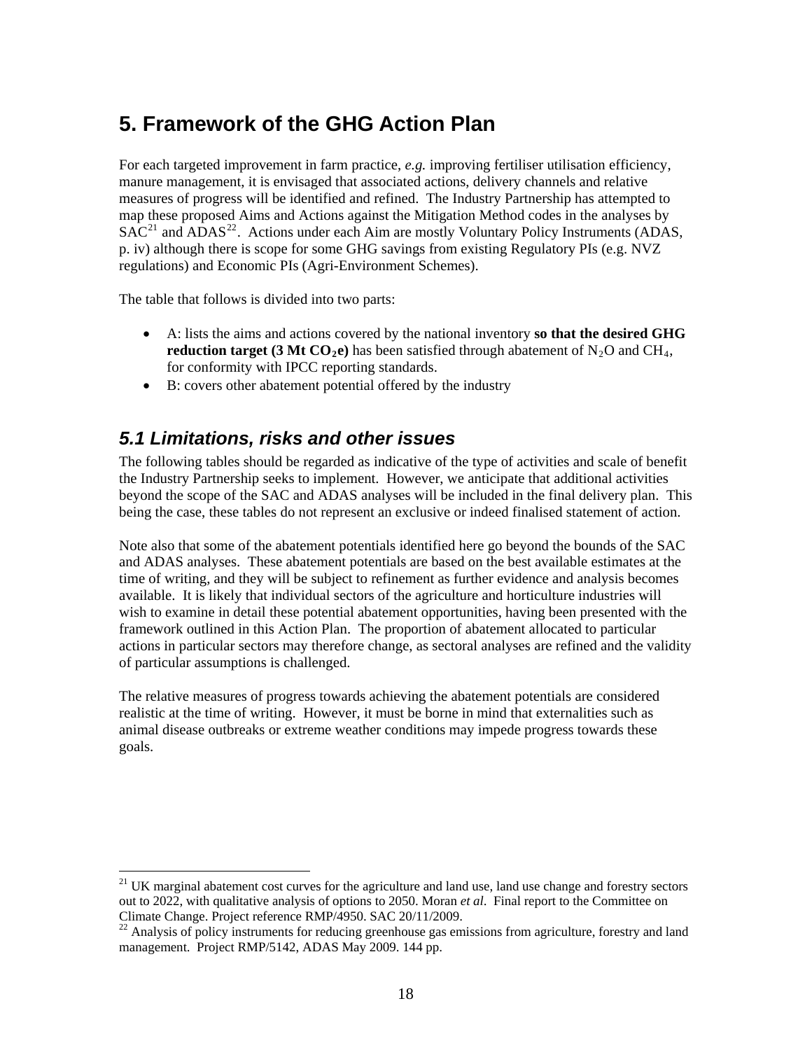# 5. Framework of the GHG Action Plan

For each targeted improvement in farm practice, *e.g.* improving fertiliser utilisation efficiency, manure management, it is envisaged that associated actions, delivery channels and relative measures of progress will be identified and refined. The Industry Partnership has attempted to map these proposed Aims and Actions against the Mitigation Method codes in the analyses by SAC[21] and ADAS[22]. Actions under each Aim are mostly Voluntary Policy Instruments (ADAS, p. iv) although there is scope for some GHG savings from existing Regulatory PIs (e.g. NVZ regulations) and Economic PIs (Agri-Environment Schemes).

The table that follows is divided into two parts:

- A: lists the aims and actions covered by the national inventory **so that the desired GHG reduction target (3 Mt $CO_2$e)** has been satisfied through abatement of $N_2O$ and $CH_4$, for conformity with IPCC reporting standards.
- B: covers other abatement potential offered by the industry

## *5.1 Limitations, risks and other issues*

The following tables should be regarded as indicative of the type of activities and scale of benefit the Industry Partnership seeks to implement. However, we anticipate that additional activities beyond the scope of the SAC and ADAS analyses will be included in the final delivery plan. This being the case, these tables do not represent an exclusive or indeed finalised statement of action.

Note also that some of the abatement potentials identified here go beyond the bounds of the SAC and ADAS analyses. These abatement potentials are based on the best available estimates at the time of writing, and they will be subject to refinement as further evidence and analysis becomes available. It is likely that individual sectors of the agriculture and horticulture industries will wish to examine in detail these potential abatement opportunities, having been presented with the framework outlined in this Action Plan. The proportion of abatement allocated to particular actions in particular sectors may therefore change, as sectoral analyses are refined and the validity of particular assumptions is challenged.

The relative measures of progress towards achieving the abatement potentials are considered realistic at the time of writing. However, it must be borne in mind that externalities such as animal disease outbreaks or extreme weather conditions may impede progress towards these goals.

---

[21] UK marginal abatement cost curves for the agriculture and land use, land use change and forestry sectors out to 2022, with qualitative analysis of options to 2050. Moran *et al*. Final report to the Committee on Climate Change. Project reference RMP/4950. SAC 20/11/2009.

[22] Analysis of policy instruments for reducing greenhouse gas emissions from agriculture, forestry and land management. Project RMP/5142, ADAS May 2009. 144 pp.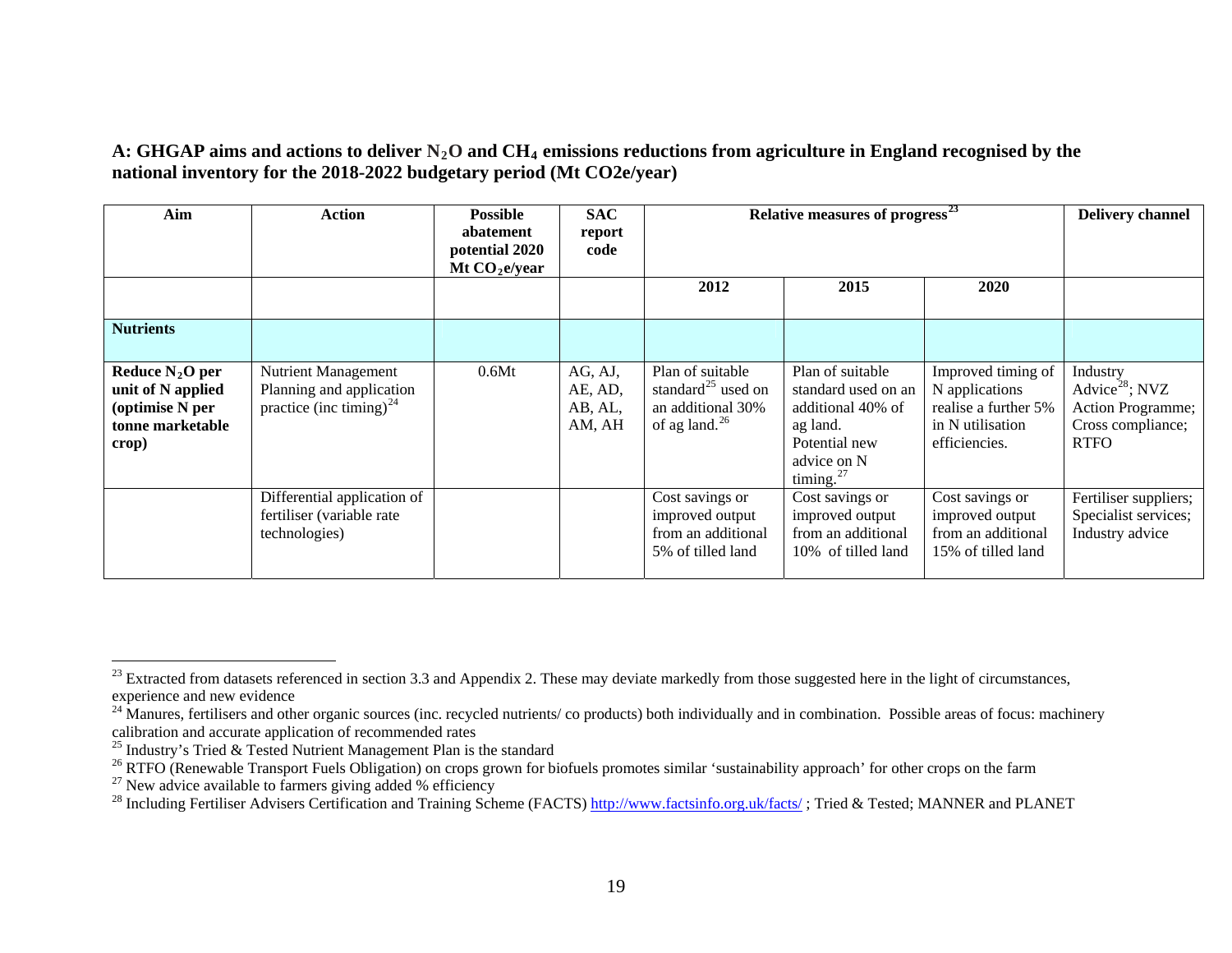**A: GHGAP aims and actions to deliver $N_2O$ and $CH_4$ emissions reductions from agriculture in England recognised by the national inventory for the 2018-2022 budgetary period (Mt CO2e/year)**

| Aim | Action | Possible abatement potential 2020 Mt $CO_2$e/year | SAC report code | Relative measures of progress[23] | | | Delivery channel |
|---|---|---|---|---|---|---|---|
| | | | | 2012 | 2015 | 2020 | |
| **Nutrients** | | | | | | | |
| **Reduce $N_2O$ per unit of N applied (optimise N per tonne marketable crop)** | Nutrient Management Planning and application practice (inc timing)[24] | 0.6Mt | AG, AJ, AE, AD, AB, AL, AM, AH | Plan of suitable standard[25] used on an additional 30% of ag land.[26] | Plan of suitable standard used on an additional 40% of ag land. Potential new advice on N timing.[27] | Improved timing of N applications realise a further 5% in N utilisation efficiencies. | Industry Advice[28]; NVZ Action Programme; Cross compliance; RTFO |
| | Differential application of fertiliser (variable rate technologies) | | | Cost savings or improved output from an additional 5% of tilled land | Cost savings or improved output from an additional 10% of tilled land | Cost savings or improved output from an additional 15% of tilled land | Fertiliser suppliers; Specialist services; Industry advice |

[23] Extracted from datasets referenced in section 3.3 and Appendix 2. These may deviate markedly from those suggested here in the light of circumstances, experience and new evidence

[24] Manures, fertilisers and other organic sources (inc. recycled nutrients/ co products) both individually and in combination. Possible areas of focus: machinery calibration and accurate application of recommended rates

[25] Industry's Tried & Tested Nutrient Management Plan is the standard

[26] RTFO (Renewable Transport Fuels Obligation) on crops grown for biofuels promotes similar 'sustainability approach' for other crops on the farm

[27] New advice available to farmers giving added % efficiency

[28] Including Fertiliser Advisers Certification and Training Scheme (FACTS) http://www.factsinfo.org.uk/facts/ ; Tried & Tested; MANNER and PLANET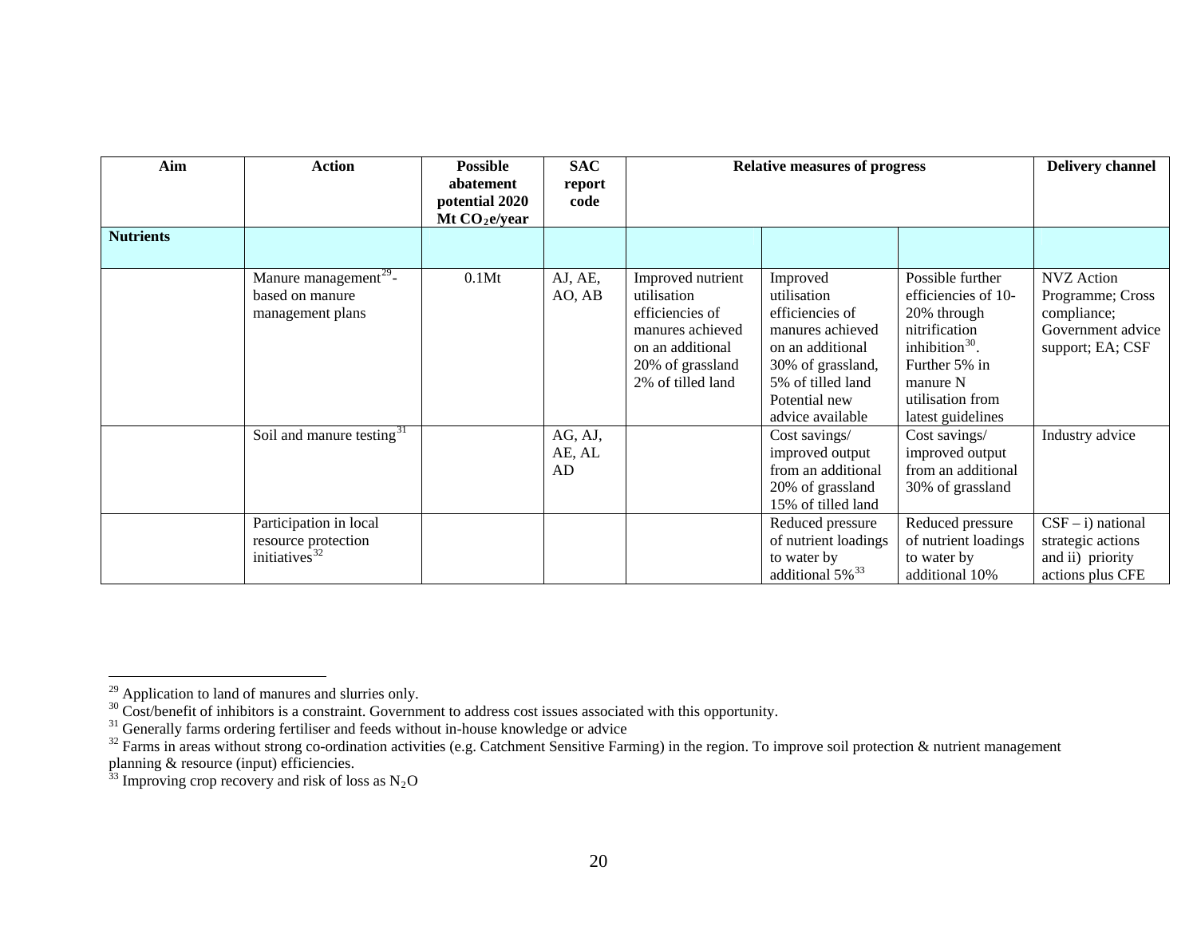| Aim | Action | Possible abatement potential 2020 Mt $CO_2$e/year | SAC report code | Relative measures of progress | | | Delivery channel |
|---|---|---|---|---|---|---|---|
| **Nutrients** | | | | | | | |
| | Manure management[29]- based on manure management plans | 0.1Mt | AJ, AE, AO, AB | Improved nutrient utilisation efficiencies of manures achieved on an additional 20% of grassland 2% of tilled land | Improved utilisation efficiencies of manures achieved on an additional 30% of grassland, 5% of tilled land Potential new advice available | Possible further efficiencies of 10-20% through nitrification inhibition[30]. Further 5% in manure N utilisation from latest guidelines | NVZ Action Programme; Cross compliance; Government advice support; EA; CSF |
| | Soil and manure testing[31] | | AG, AJ, AE, AL AD | | Cost savings/ improved output from an additional 20% of grassland 15% of tilled land | Cost savings/ improved output from an additional 30% of grassland | Industry advice |
| | Participation in local resource protection initiatives[32] | | | | Reduced pressure of nutrient loadings to water by additional 5%[33] | Reduced pressure of nutrient loadings to water by additional 10% | CSF – i) national strategic actions and ii) priority actions plus CFE |

[29] Application to land of manures and slurries only.

[30] Cost/benefit of inhibitors is a constraint. Government to address cost issues associated with this opportunity.

[31] Generally farms ordering fertiliser and feeds without in-house knowledge or advice

[32] Farms in areas without strong co-ordination activities (e.g. Catchment Sensitive Farming) in the region. To improve soil protection & nutrient management planning & resource (input) efficiencies.

[33] Improving crop recovery and risk of loss as $N_2O$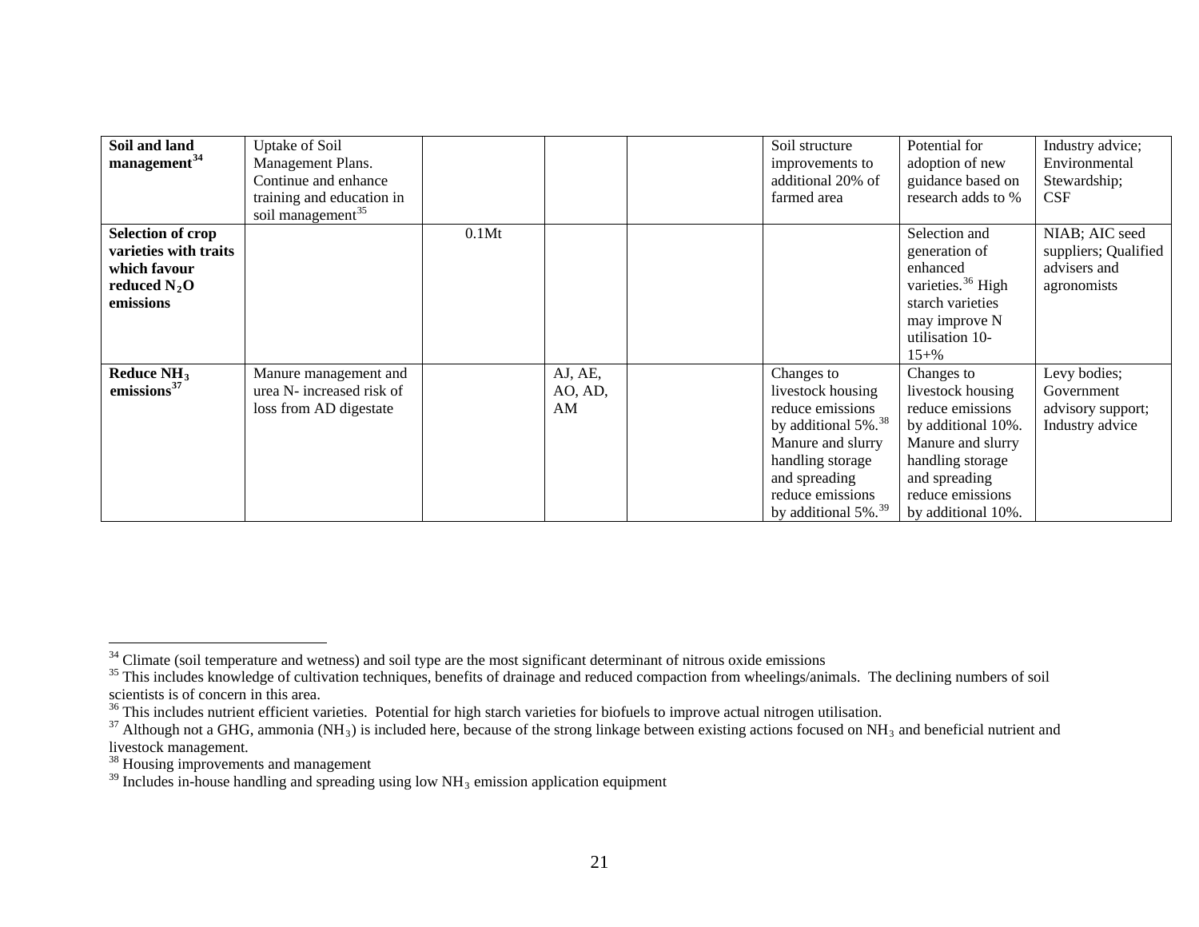| | | | | | | | |
|---|---|---|---|---|---|---|---|
| **Soil and land management**[34] | Uptake of Soil Management Plans. Continue and enhance training and education in soil management[35] | | | | Soil structure improvements to additional 20% of farmed area | Potential for adoption of new guidance based on research adds to % | Industry advice; Environmental Stewardship; CSF |
| **Selection of crop varieties with traits which favour reduced $N_2O$ emissions** | | 0.1Mt | | | | Selection and generation of enhanced varieties.[36] High starch varieties may improve N utilisation 10-15+% | NIAB; AIC seed suppliers; Qualified advisers and agronomists |
| **Reduce $NH_3$ emissions**[37] | Manure management and urea N- increased risk of loss from AD digestate | | AJ, AE, AO, AD, AM | | Changes to livestock housing reduce emissions by additional 5%.[38] Manure and slurry handling storage and spreading reduce emissions by additional 5%.[39] | Changes to livestock housing reduce emissions by additional 10%. Manure and slurry handling storage and spreading reduce emissions by additional 10%. | Levy bodies; Government advisory support; Industry advice |

[34] Climate (soil temperature and wetness) and soil type are the most significant determinant of nitrous oxide emissions

[35] This includes knowledge of cultivation techniques, benefits of drainage and reduced compaction from wheelings/animals. The declining numbers of soil scientists is of concern in this area.

[36] This includes nutrient efficient varieties. Potential for high starch varieties for biofuels to improve actual nitrogen utilisation.

[37] Although not a GHG, ammonia ($NH_3$) is included here, because of the strong linkage between existing actions focused on $NH_3$ and beneficial nutrient and livestock management.

[38] Housing improvements and management

[39] Includes in-house handling and spreading using low $NH_3$ emission application equipment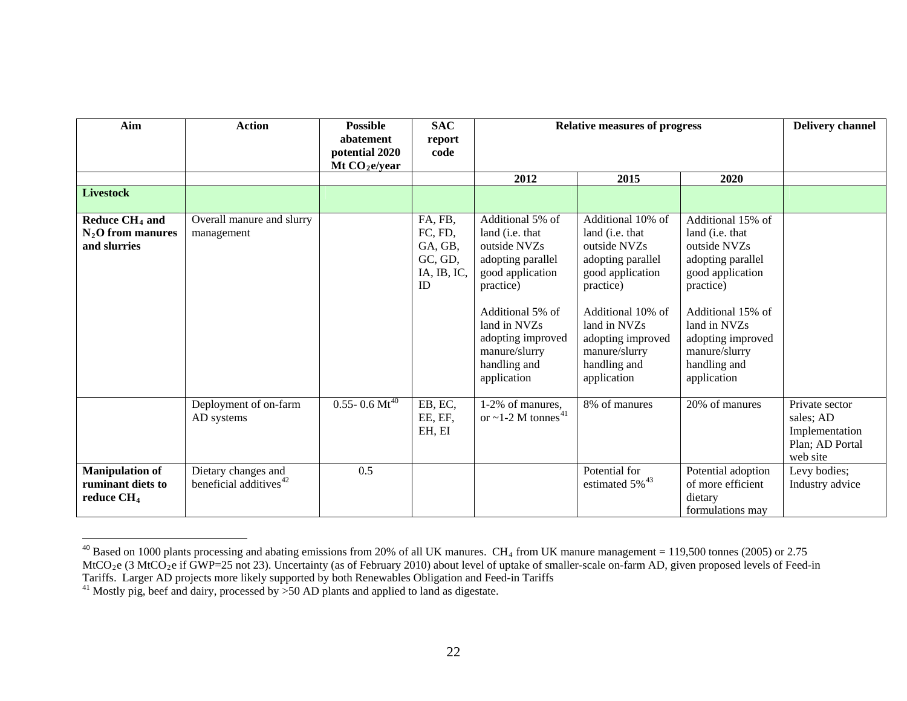| Aim | Action | Possible abatement potential 2020 Mt $CO_2$e/year | SAC report code | Relative measures of progress | | | Delivery channel |
|---|---|---|---|---|---|---|---|
| | | | | 2012 | 2015 | 2020 | |
| **Livestock** | | | | | | | |
| **Reduce $CH_4$ and $N_2O$ from manures and slurries** | Overall manure and slurry management | | FA, FB, FC, FD, GA, GB, GC, GD, IA, IB, IC, ID | Additional 5% of land (i.e. that outside NVZs adopting parallel good application practice)<br><br>Additional 5% of land in NVZs adopting improved manure/slurry handling and application | Additional 10% of land (i.e. that outside NVZs adopting parallel good application practice)<br><br>Additional 10% of land in NVZs adopting improved manure/slurry handling and application | Additional 15% of land (i.e. that outside NVZs adopting parallel good application practice)<br><br>Additional 15% of land in NVZs adopting improved manure/slurry handling and application | |
| | Deployment of on-farm AD systems | 0.55- 0.6 Mt[40] | EB, EC, EE, EF, EH, EI | 1-2% of manures, or ~1-2 M tonnes[41] | 8% of manures | 20% of manures | Private sector sales; AD Implementation Plan; AD Portal web site |
| **Manipulation of ruminant diets to reduce $CH_4$** | Dietary changes and beneficial additives[42] | 0.5 | | | Potential for estimated 5%[43] | Potential adoption of more efficient dietary formulations may | Levy bodies; Industry advice |

[40] Based on 1000 plants processing and abating emissions from 20% of all UK manures. $CH_4$ from UK manure management = 119,500 tonnes (2005) or 2.75 Mt$CO_2$e (3 Mt$CO_2$e if GWP=25 not 23). Uncertainty (as of February 2010) about level of uptake of smaller-scale on-farm AD, given proposed levels of Feed-in Tariffs. Larger AD projects more likely supported by both Renewables Obligation and Feed-in Tariffs

[41] Mostly pig, beef and dairy, processed by >50 AD plants and applied to land as digestate.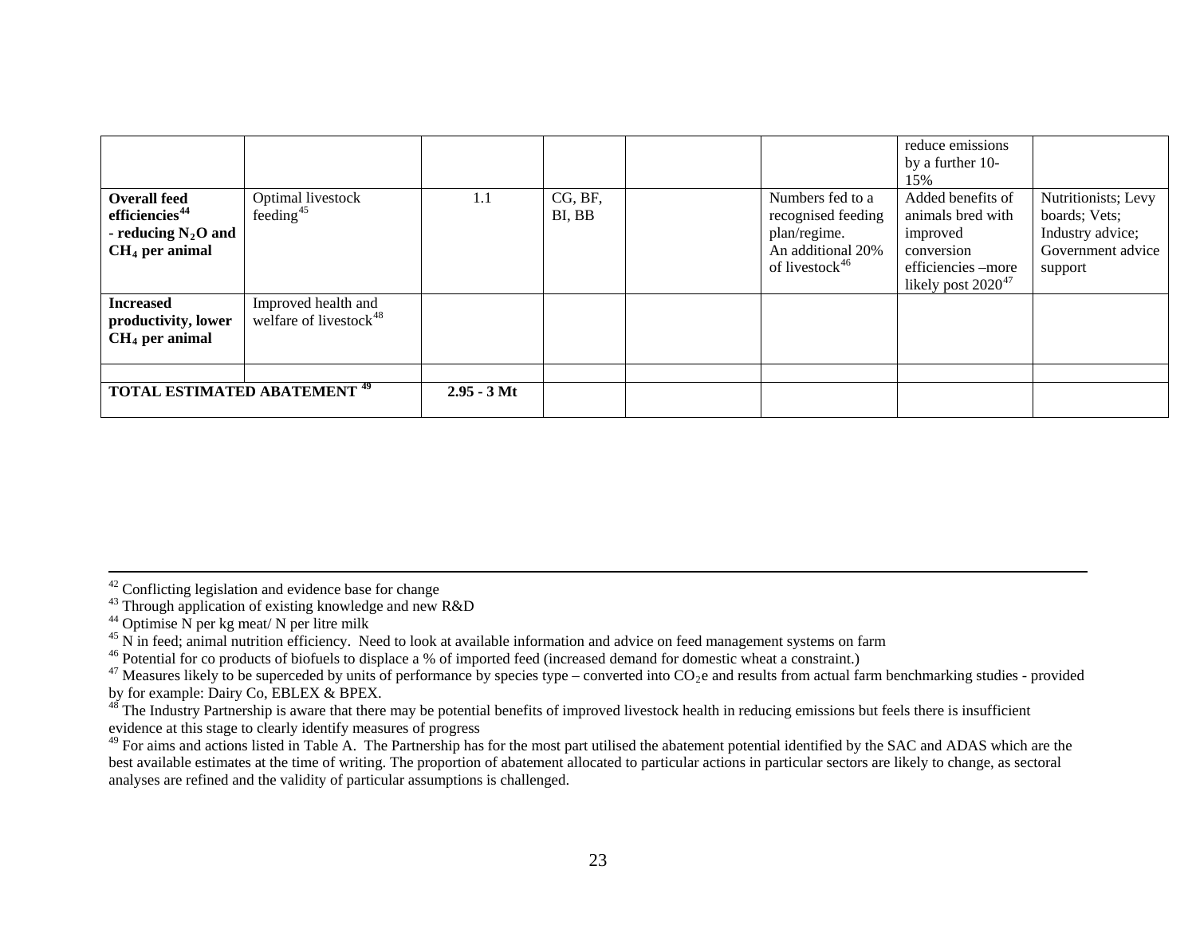| | | | | | | | |
|---|---|---|---|---|---|---|---|
| | | | | | | reduce emissions by a further 10-15% | |
| **Overall feed efficiencies[44] - reducing $N_2O$ and $CH_4$ per animal** | Optimal livestock feeding[45] | 1.1 | CG, BF, BI, BB | | Numbers fed to a recognised feeding plan/regime. An additional 20% of livestock[46] | Added benefits of animals bred with improved conversion efficiencies –more likely post 2020[47] | Nutritionists; Levy boards; Vets; Industry advice; Government advice support |
| **Increased productivity, lower $CH_4$ per animal** | Improved health and welfare of livestock[48] | | | | | | |
| | | | | | | | |
| **TOTAL ESTIMATED ABATEMENT [49]** | | **2.95 - 3 Mt** | | | | | |

[42] Conflicting legislation and evidence base for change

[43] Through application of existing knowledge and new R&D

[44] Optimise N per kg meat/ N per litre milk

[45] N in feed; animal nutrition efficiency. Need to look at available information and advice on feed management systems on farm

[46] Potential for co products of biofuels to displace a % of imported feed (increased demand for domestic wheat a constraint.)

[47] Measures likely to be superceded by units of performance by species type – converted into $CO_2$e and results from actual farm benchmarking studies - provided by for example: Dairy Co, EBLEX & BPEX.

[48] The Industry Partnership is aware that there may be potential benefits of improved livestock health in reducing emissions but feels there is insufficient evidence at this stage to clearly identify measures of progress

[49] For aims and actions listed in Table A. The Partnership has for the most part utilised the abatement potential identified by the SAC and ADAS which are the best available estimates at the time of writing. The proportion of abatement allocated to particular actions in particular sectors are likely to change, as sectoral analyses are refined and the validity of particular assumptions is challenged.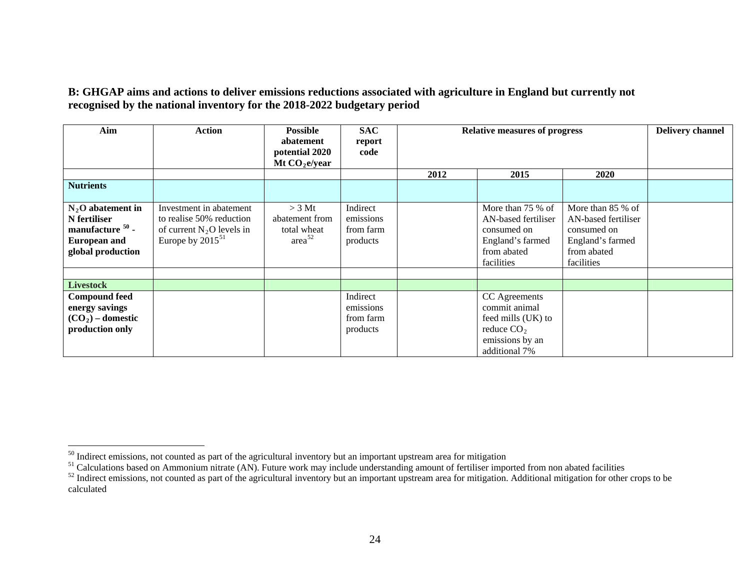**B: GHGAP aims and actions to deliver emissions reductions associated with agriculture in England but currently not recognised by the national inventory for the 2018-2022 budgetary period**

| Aim | Action | Possible abatement potential 2020 Mt $CO_2$e/year | SAC report code | Relative measures of progress | | | Delivery channel |
|---|---|---|---|---|---|---|---|
| | | | | 2012 | 2015 | 2020 | |
| **Nutrients** | | | | | | | |
| **$N_2O$ abatement in N fertiliser manufacture [50] - European and global production** | Investment in abatement to realise 50% reduction of current $N_2O$ levels in Europe by 2015[51] | > 3 Mt abatement from total wheat area[52] | Indirect emissions from farm products | | More than 75 % of AN-based fertiliser consumed on England's farmed from abated facilities | More than 85 % of AN-based fertiliser consumed on England's farmed from abated facilities | |
| | | | | | | | |
| **Livestock** | | | | | | | |
| **Compound feed energy savings ($CO_2$) – domestic production only** | | | Indirect emissions from farm products | | CC Agreements commit animal feed mills (UK) to reduce $CO_2$ emissions by an additional 7% | | |

[50] Indirect emissions, not counted as part of the agricultural inventory but an important upstream area for mitigation

[51] Calculations based on Ammonium nitrate (AN). Future work may include understanding amount of fertiliser imported from non abated facilities

[52] Indirect emissions, not counted as part of the agricultural inventory but an important upstream area for mitigation. Additional mitigation for other crops to be calculated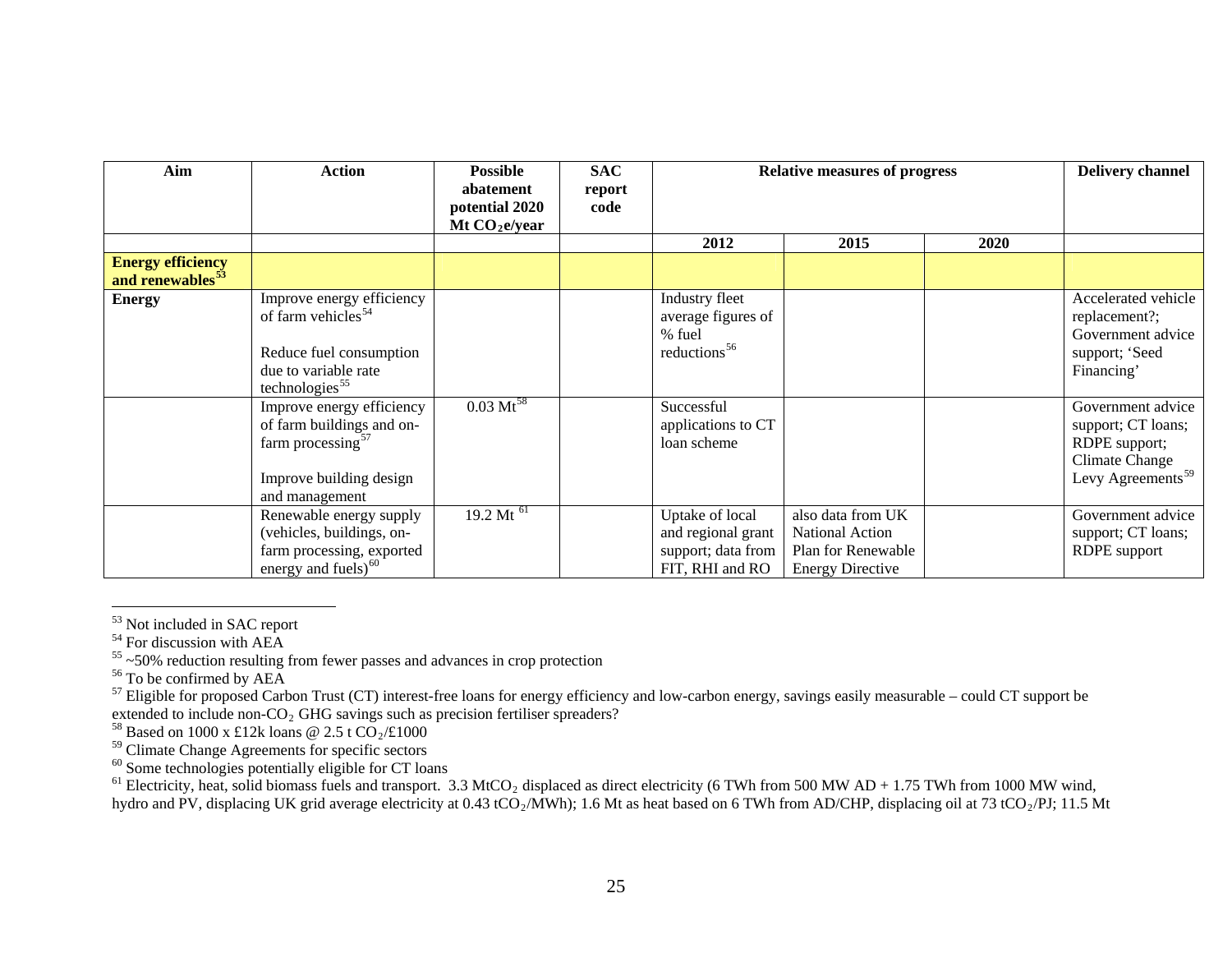| Aim | Action | Possible abatement potential 2020 Mt $CO_2$e/year | SAC report code | Relative measures of progress | | | Delivery channel |
|---|---|---|---|---|---|---|---|
| | | | | 2012 | 2015 | 2020 | |
| **Energy efficiency and renewables**[53] | | | | | | | |
| **Energy** | Improve energy efficiency of farm vehicles[54]<br><br>Reduce fuel consumption due to variable rate technologies[55] | | | Industry fleet average figures of % fuel reductions[56] | | | Accelerated vehicle replacement?; Government advice support; 'Seed Financing' |
| | Improve energy efficiency of farm buildings and on-farm processing[57]<br><br>Improve building design and management | 0.03 Mt[58] | | Successful applications to CT loan scheme | | | Government advice support; CT loans; RDPE support; Climate Change Levy Agreements[59] |
| | Renewable energy supply (vehicles, buildings, on-farm processing, exported energy and fuels)[60] | 19.2 Mt [61] | | Uptake of local and regional grant support; data from FIT, RHI and RO | also data from UK National Action Plan for Renewable Energy Directive | | Government advice support; CT loans; RDPE support |

[53] Not included in SAC report

[54] For discussion with AEA

[55] ~50% reduction resulting from fewer passes and advances in crop protection

[56] To be confirmed by AEA

[57] Eligible for proposed Carbon Trust (CT) interest-free loans for energy efficiency and low-carbon energy, savings easily measurable – could CT support be extended to include non-$CO_2$ GHG savings such as precision fertiliser spreaders?

[58] Based on 1000 x £12k loans @ 2.5 t $CO_2$/£1000

[59] Climate Change Agreements for specific sectors

[60] Some technologies potentially eligible for CT loans

[61] Electricity, heat, solid biomass fuels and transport. 3.3 Mt$CO_2$ displaced as direct electricity (6 TWh from 500 MW AD + 1.75 TWh from 1000 MW wind, hydro and PV, displacing UK grid average electricity at 0.43 t$CO_2$/MWh); 1.6 Mt as heat based on 6 TWh from AD/CHP, displacing oil at 73 t$CO_2$/PJ; 11.5 Mt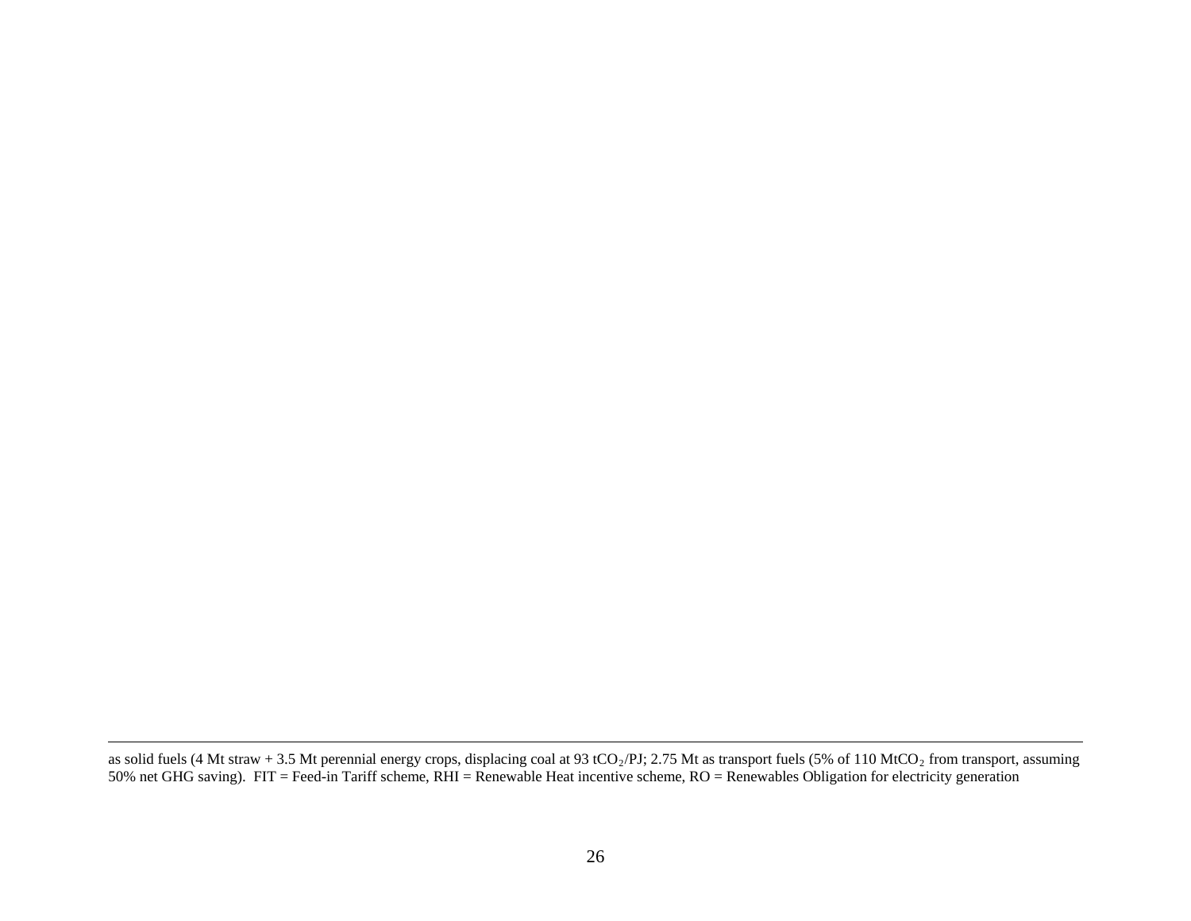as solid fuels (4 Mt straw + 3.5 Mt perennial energy crops, displacing coal at 93 $tCO_2$/PJ; 2.75 Mt as transport fuels (5% of 110 $MtCO_2$ from transport, assuming 50% net GHG saving). FIT = Feed-in Tariff scheme, RHI = Renewable Heat incentive scheme, RO = Renewables Obligation for electricity generation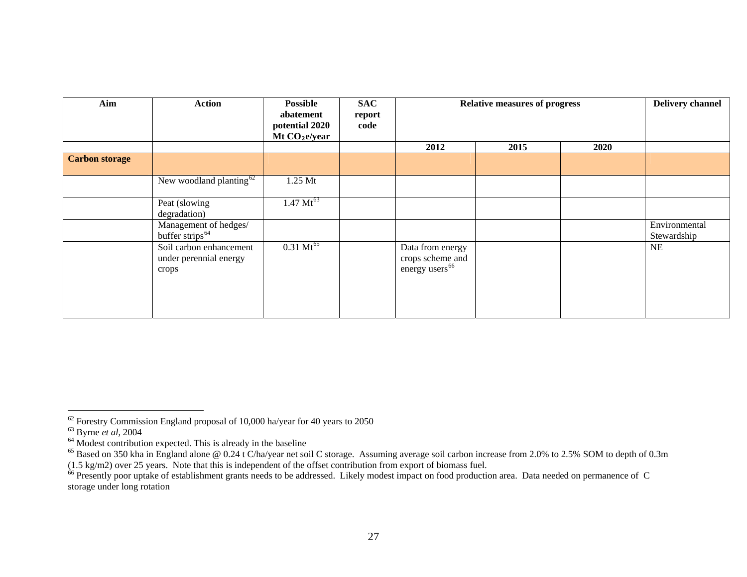| Aim | Action | Possible abatement potential 2020 Mt $CO_2$e/year | SAC report code | Relative measures of progress | | | Delivery channel |
|---|---|---|---|---|---|---|---|
| | | | | 2012 | 2015 | 2020 | |
| **Carbon storage** | | | | | | | |
| | New woodland planting[62] | 1.25 Mt | | | | | |
| | Peat (slowing degradation) | 1.47 Mt[63] | | | | | |
| | Management of hedges/ buffer strips[64] | | | | | | Environmental Stewardship |
| | Soil carbon enhancement under perennial energy crops | 0.31 Mt[65] | | Data from energy crops scheme and energy users[66] | | | NE |

[62] Forestry Commission England proposal of 10,000 ha/year for 40 years to 2050

[63] Byrne *et al*, 2004

[64] Modest contribution expected. This is already in the baseline

[65] Based on 350 kha in England alone @ 0.24 t C/ha/year net soil C storage. Assuming average soil carbon increase from 2.0% to 2.5% SOM to depth of 0.3m (1.5 kg/m2) over 25 years. Note that this is independent of the offset contribution from export of biomass fuel.

[66] Presently poor uptake of establishment grants needs to be addressed. Likely modest impact on food production area. Data needed on permanence of C storage under long rotation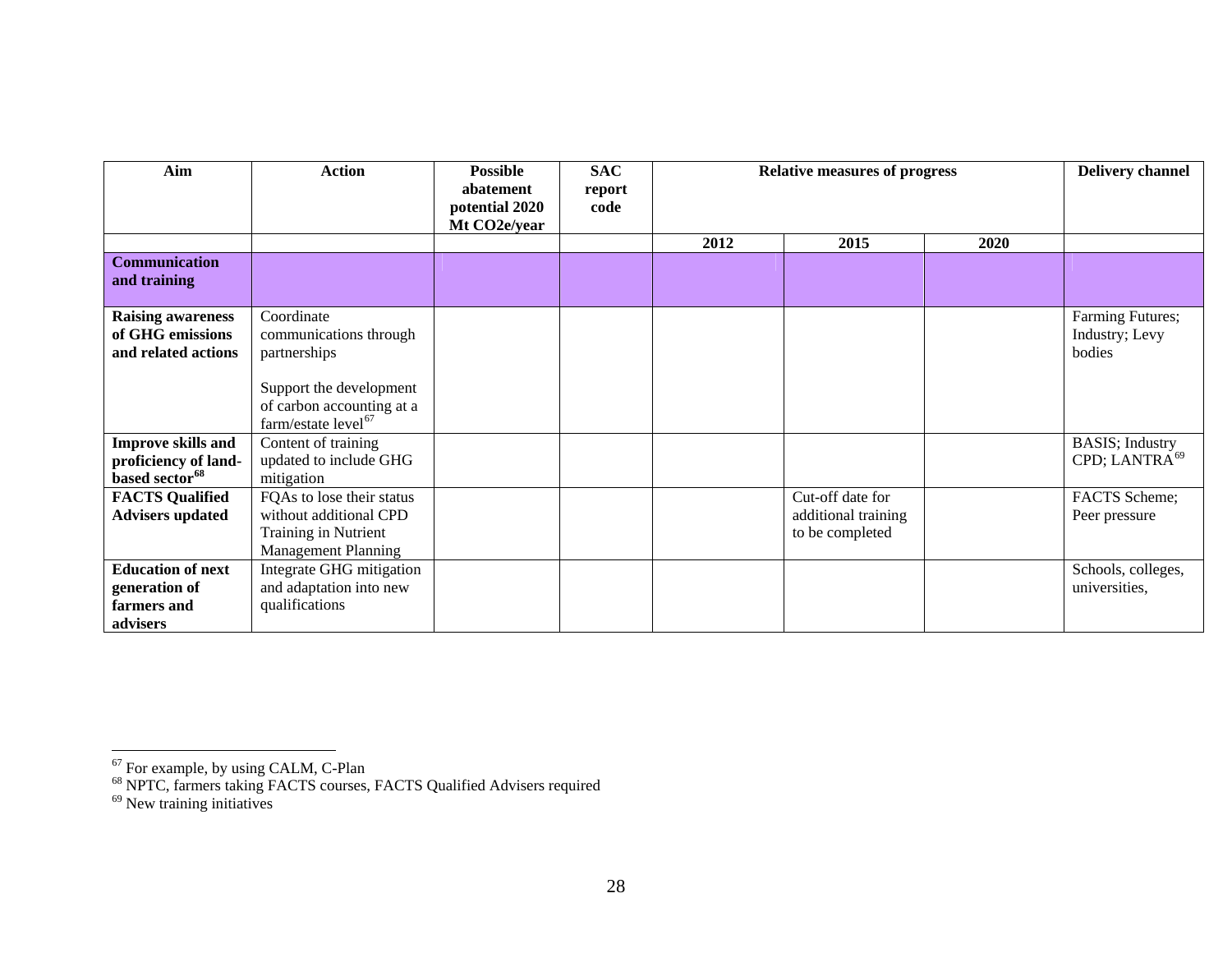| Aim | Action | Possible abatement potential 2020 Mt CO2e/year | SAC report code | Relative measures of progress | | | Delivery channel |
|---|---|---|---|---|---|---|---|
| | | | | 2012 | 2015 | 2020 | |
| **Communication and training** | | | | | | | |
| **Raising awareness of GHG emissions and related actions** | Coordinate communications through partnerships<br><br>Support the development of carbon accounting at a farm/estate level[67] | | | | | | Farming Futures; Industry; Levy bodies |
| **Improve skills and proficiency of land-based sector[68]** | Content of training updated to include GHG mitigation | | | | | | BASIS; Industry CPD; LANTRA[69] |
| **FACTS Qualified Advisers updated** | FQAs to lose their status without additional CPD Training in Nutrient Management Planning | | | | Cut-off date for additional training to be completed | | FACTS Scheme; Peer pressure |
| **Education of next generation of farmers and advisers** | Integrate GHG mitigation and adaptation into new qualifications | | | | | | Schools, colleges, universities, |

[67] For example, by using CALM, C-Plan

[68] NPTC, farmers taking FACTS courses, FACTS Qualified Advisers required

[69] New training initiatives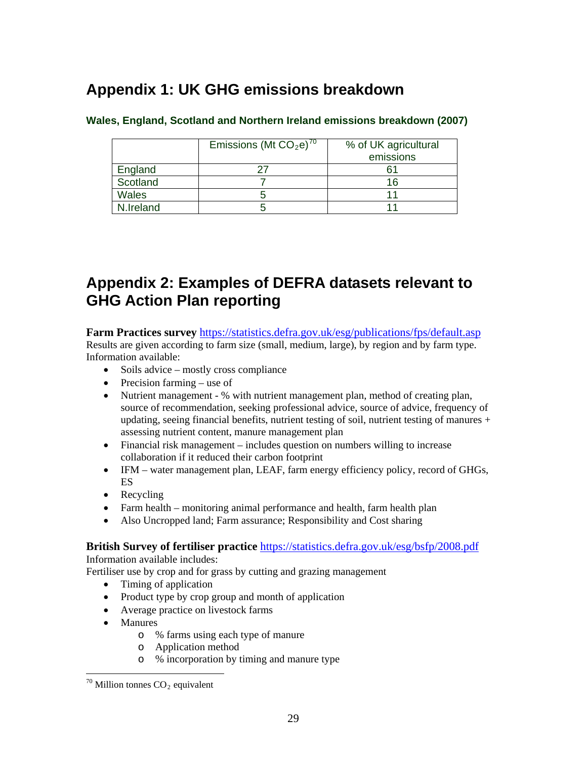# Appendix 1: UK GHG emissions breakdown

**Wales, England, Scotland and Northern Ireland emissions breakdown (2007)**

| | Emissions (Mt $CO_2e$)[70] | % of UK agricultural emissions |
|---|---|---|
| England | 27 | 61 |
| Scotland | 7 | 16 |
| Wales | 5 | 11 |
| N.Ireland | 5 | 11 |

# Appendix 2: Examples of DEFRA datasets relevant to GHG Action Plan reporting

**Farm Practices survey** https://statistics.defra.gov.uk/esg/publications/fps/default.asp
Results are given according to farm size (small, medium, large), by region and by farm type. Information available:

- Soils advice – mostly cross compliance
- Precision farming – use of
- Nutrient management - % with nutrient management plan, method of creating plan, source of recommendation, seeking professional advice, source of advice, frequency of updating, seeing financial benefits, nutrient testing of soil, nutrient testing of manures + assessing nutrient content, manure management plan
- Financial risk management – includes question on numbers willing to increase collaboration if it reduced their carbon footprint
- IFM – water management plan, LEAF, farm energy efficiency policy, record of GHGs, ES
- Recycling
- Farm health – monitoring animal performance and health, farm health plan
- Also Uncropped land; Farm assurance; Responsibility and Cost sharing

**British Survey of fertiliser practice** https://statistics.defra.gov.uk/esg/bsfp/2008.pdf
Information available includes:
Fertiliser use by crop and for grass by cutting and grazing management

- Timing of application
- Product type by crop group and month of application
- Average practice on livestock farms
- Manures
    - % farms using each type of manure
    - Application method
    - % incorporation by timing and manure type

[70] Million tonnes $CO_2$ equivalent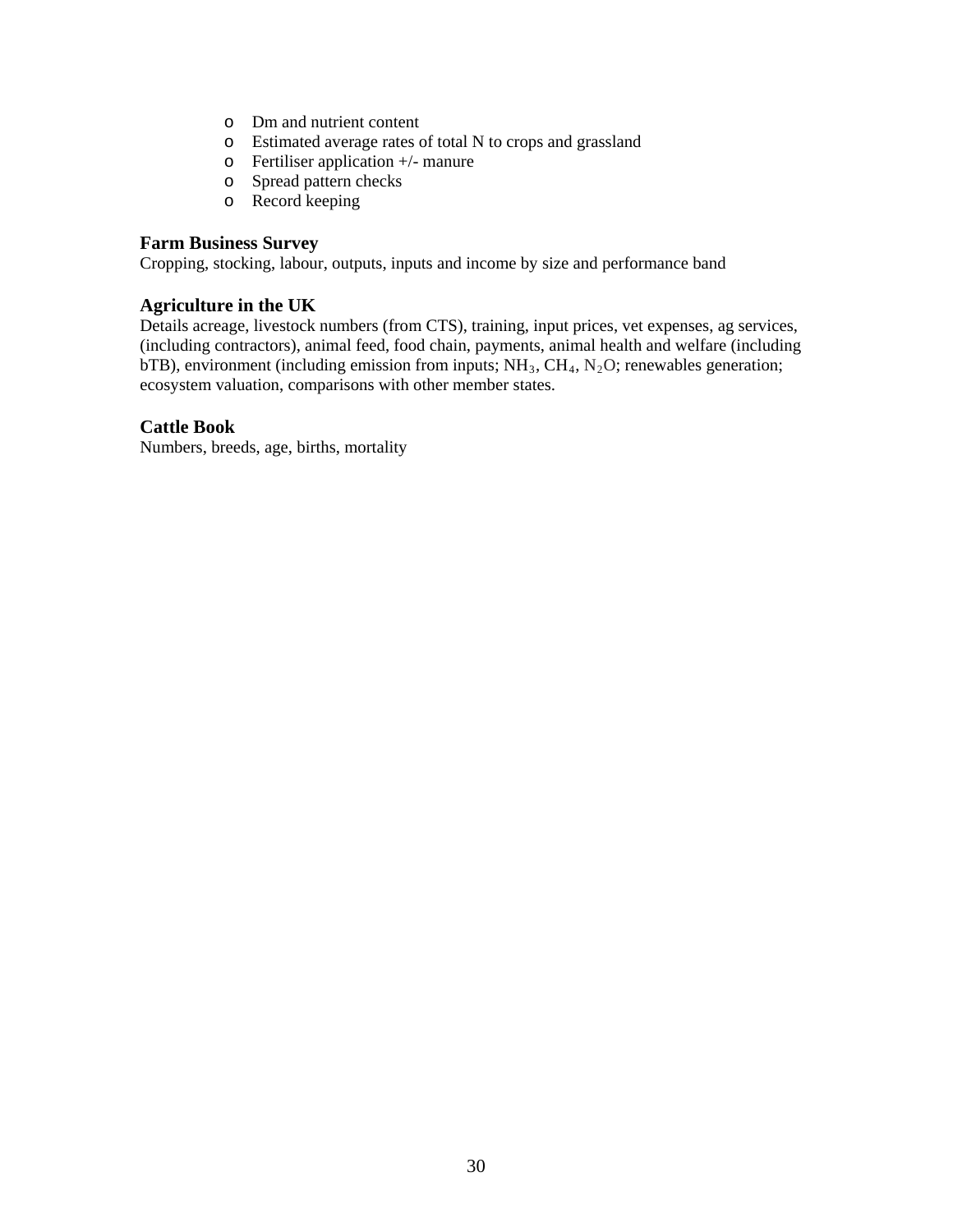- Dm and nutrient content
- Estimated average rates of total N to crops and grassland
- Fertiliser application +/- manure
- Spread pattern checks
- Record keeping

**Farm Business Survey**
Cropping, stocking, labour, outputs, inputs and income by size and performance band

**Agriculture in the UK**
Details acreage, livestock numbers (from CTS), training, input prices, vet expenses, ag services, (including contractors), animal feed, food chain, payments, animal health and welfare (including bTB), environment (including emission from inputs; $NH_3$, $CH_4$, $N_2O$; renewables generation; ecosystem valuation, comparisons with other member states.

**Cattle Book**
Numbers, breeds, age, births, mortality